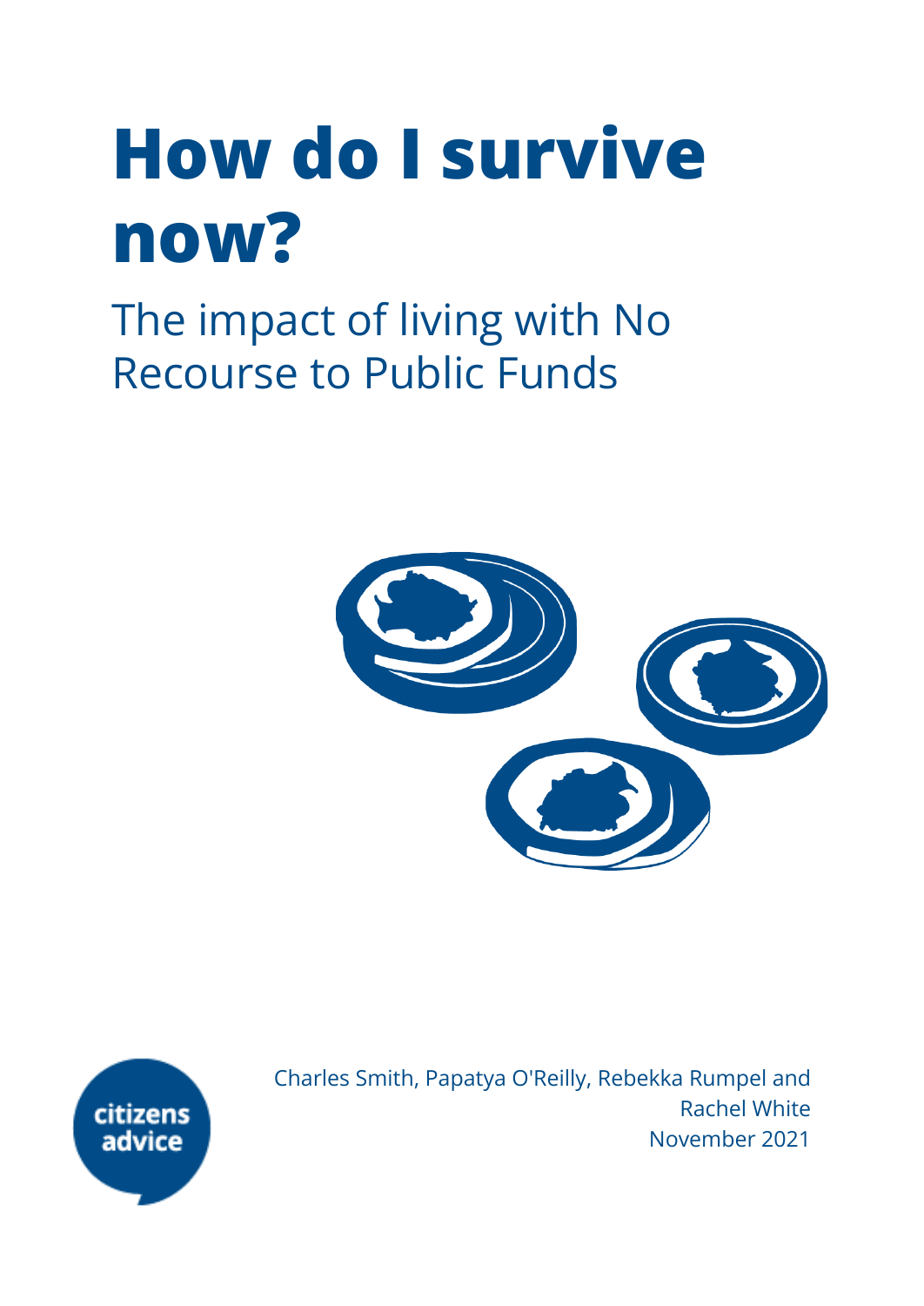# How do I survive now?

## The impact of living with No Recourse to Public Funds

Charles Smith, Papatya O'Reilly, Rebekka Rumpel and Rachel White

November 2021

citizens advice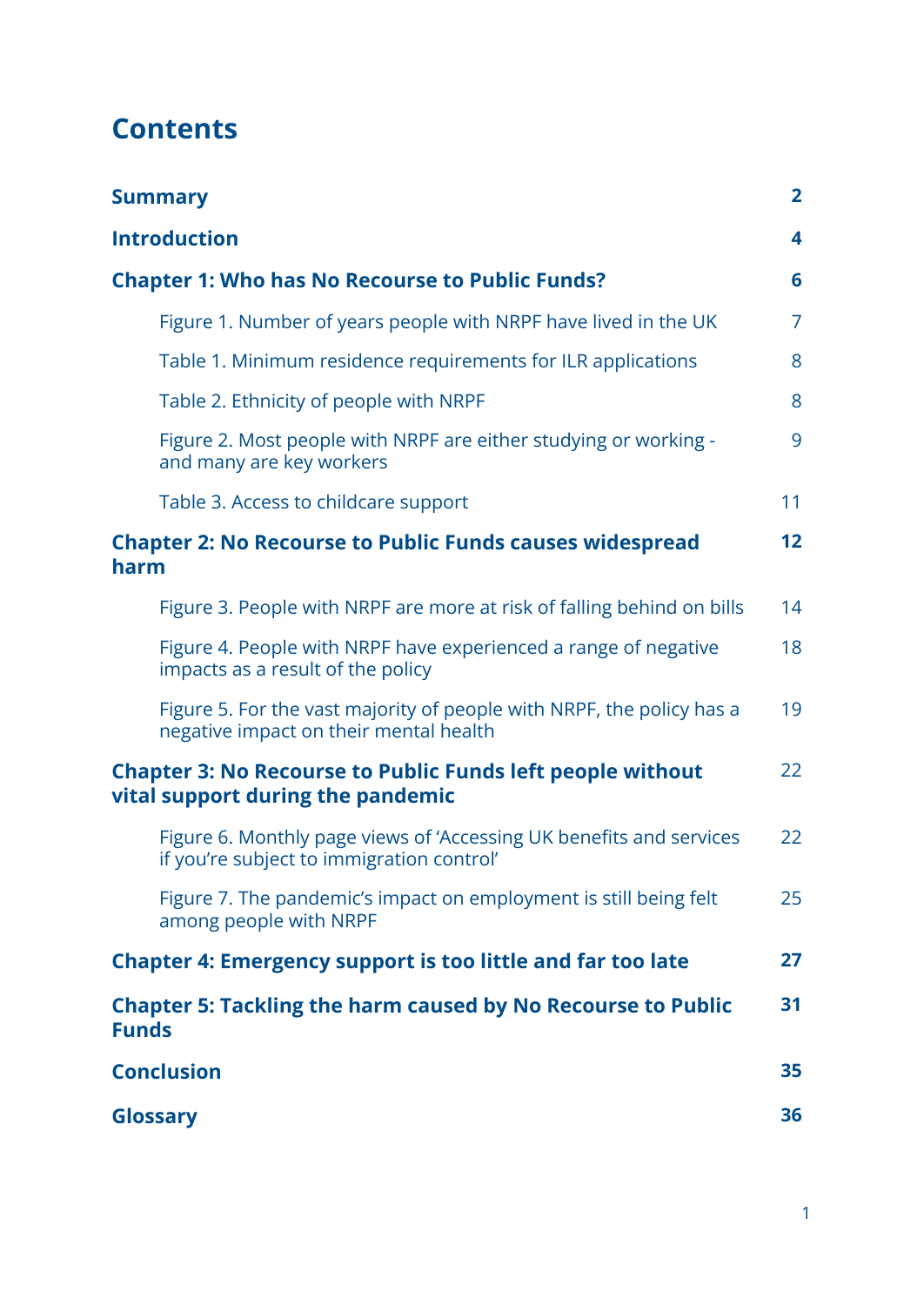# Contents

| | |
|---|---|
| **Summary** | **2** |
| **Introduction** | **4** |
| **Chapter 1: Who has No Recourse to Public Funds?** | **6** |
| Figure 1. Number of years people with NRPF have lived in the UK | 7 |
| Table 1. Minimum residence requirements for ILR applications | 8 |
| Table 2. Ethnicity of people with NRPF | 8 |
| Figure 2. Most people with NRPF are either studying or working - and many are key workers | 9 |
| Table 3. Access to childcare support | 11 |
| **Chapter 2: No Recourse to Public Funds causes widespread harm** | **12** |
| Figure 3. People with NRPF are more at risk of falling behind on bills | 14 |
| Figure 4. People with NRPF have experienced a range of negative impacts as a result of the policy | 18 |
| Figure 5. For the vast majority of people with NRPF, the policy has a negative impact on their mental health | 19 |
| **Chapter 3: No Recourse to Public Funds left people without vital support during the pandemic** | 22 |
| Figure 6. Monthly page views of 'Accessing UK benefits and services if you're subject to immigration control' | 22 |
| Figure 7. The pandemic's impact on employment is still being felt among people with NRPF | 25 |
| **Chapter 4: Emergency support is too little and far too late** | **27** |
| **Chapter 5: Tackling the harm caused by No Recourse to Public Funds** | **31** |
| **Conclusion** | **35** |
| **Glossary** | **36** |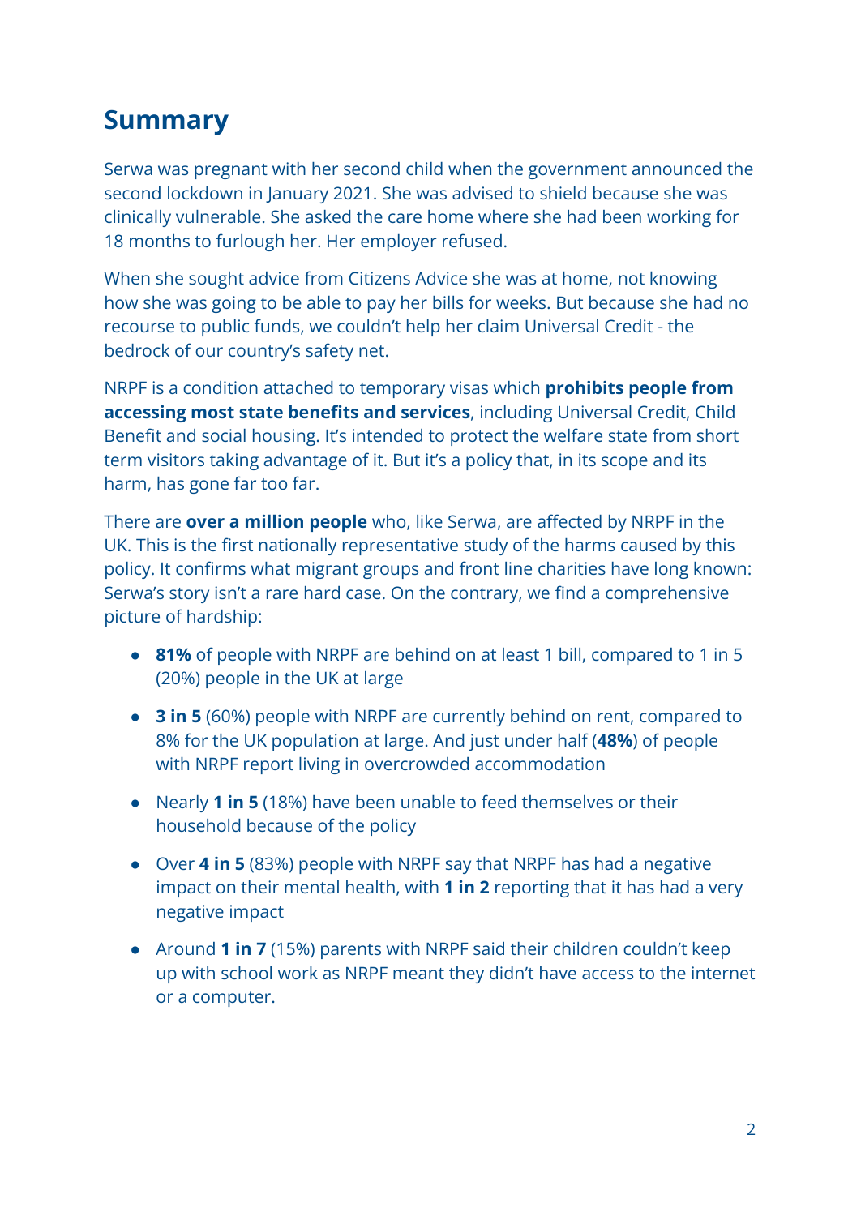## Summary

Serwa was pregnant with her second child when the government announced the second lockdown in January 2021. She was advised to shield because she was clinically vulnerable. She asked the care home where she had been working for 18 months to furlough her. Her employer refused.

When she sought advice from Citizens Advice she was at home, not knowing how she was going to be able to pay her bills for weeks. But because she had no recourse to public funds, we couldn't help her claim Universal Credit - the bedrock of our country's safety net.

NRPF is a condition attached to temporary visas which **prohibits people from accessing most state benefits and services**, including Universal Credit, Child Benefit and social housing. It's intended to protect the welfare state from short term visitors taking advantage of it. But it's a policy that, in its scope and its harm, has gone far too far.

There are **over a million people** who, like Serwa, are affected by NRPF in the UK. This is the first nationally representative study of the harms caused by this policy. It confirms what migrant groups and front line charities have long known: Serwa's story isn't a rare hard case. On the contrary, we find a comprehensive picture of hardship:

- **81%** of people with NRPF are behind on at least 1 bill, compared to 1 in 5 (20%) people in the UK at large
- **3 in 5** (60%) people with NRPF are currently behind on rent, compared to 8% for the UK population at large. And just under half (**48%**) of people with NRPF report living in overcrowded accommodation
- Nearly **1 in 5** (18%) have been unable to feed themselves or their household because of the policy
- Over **4 in 5** (83%) people with NRPF say that NRPF has had a negative impact on their mental health, with **1 in 2** reporting that it has had a very negative impact
- Around **1 in 7** (15%) parents with NRPF said their children couldn't keep up with school work as NRPF meant they didn't have access to the internet or a computer.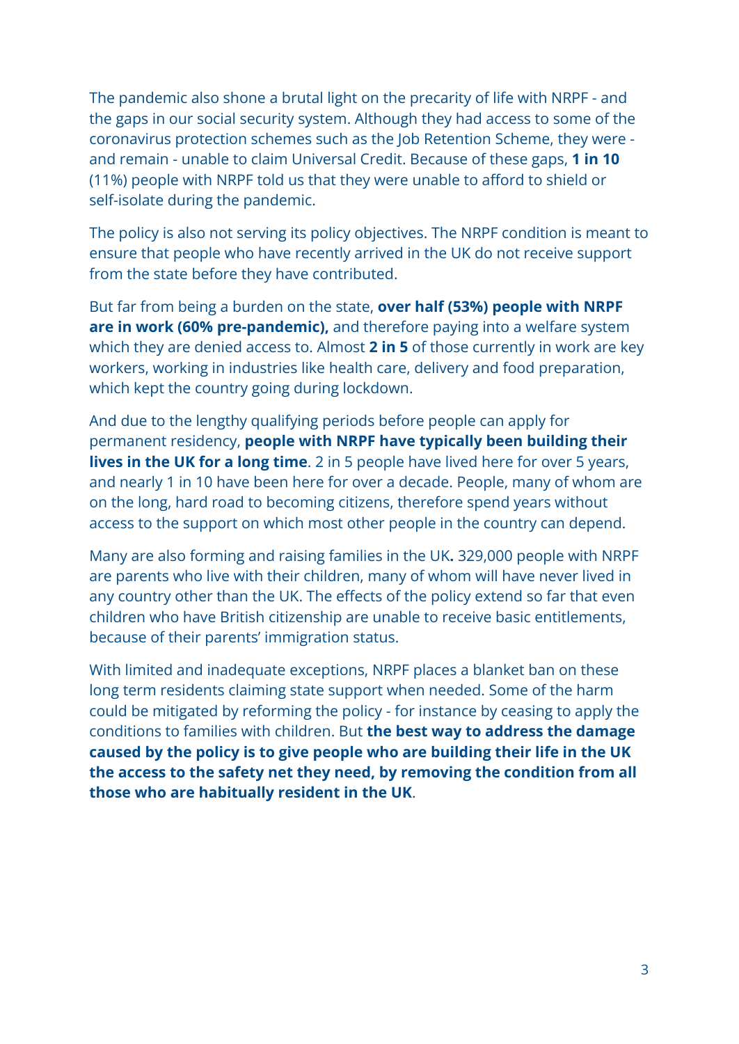The pandemic also shone a brutal light on the precarity of life with NRPF - and the gaps in our social security system. Although they had access to some of the coronavirus protection schemes such as the Job Retention Scheme, they were - and remain - unable to claim Universal Credit. Because of these gaps, **1 in 10** (11%) people with NRPF told us that they were unable to afford to shield or self-isolate during the pandemic.

The policy is also not serving its policy objectives. The NRPF condition is meant to ensure that people who have recently arrived in the UK do not receive support from the state before they have contributed.

But far from being a burden on the state, **over half (53%) people with NRPF are in work (60% pre-pandemic),** and therefore paying into a welfare system which they are denied access to. Almost **2 in 5** of those currently in work are key workers, working in industries like health care, delivery and food preparation, which kept the country going during lockdown.

And due to the lengthy qualifying periods before people can apply for permanent residency, **people with NRPF have typically been building their lives in the UK for a long time**. 2 in 5 people have lived here for over 5 years, and nearly 1 in 10 have been here for over a decade. People, many of whom are on the long, hard road to becoming citizens, therefore spend years without access to the support on which most other people in the country can depend.

Many are also forming and raising families in the UK**.** 329,000 people with NRPF are parents who live with their children, many of whom will have never lived in any country other than the UK. The effects of the policy extend so far that even children who have British citizenship are unable to receive basic entitlements, because of their parents' immigration status.

With limited and inadequate exceptions, NRPF places a blanket ban on these long term residents claiming state support when needed. Some of the harm could be mitigated by reforming the policy - for instance by ceasing to apply the conditions to families with children. But **the best way to address the damage caused by the policy is to give people who are building their life in the UK the access to the safety net they need, by removing the condition from all those who are habitually resident in the UK**.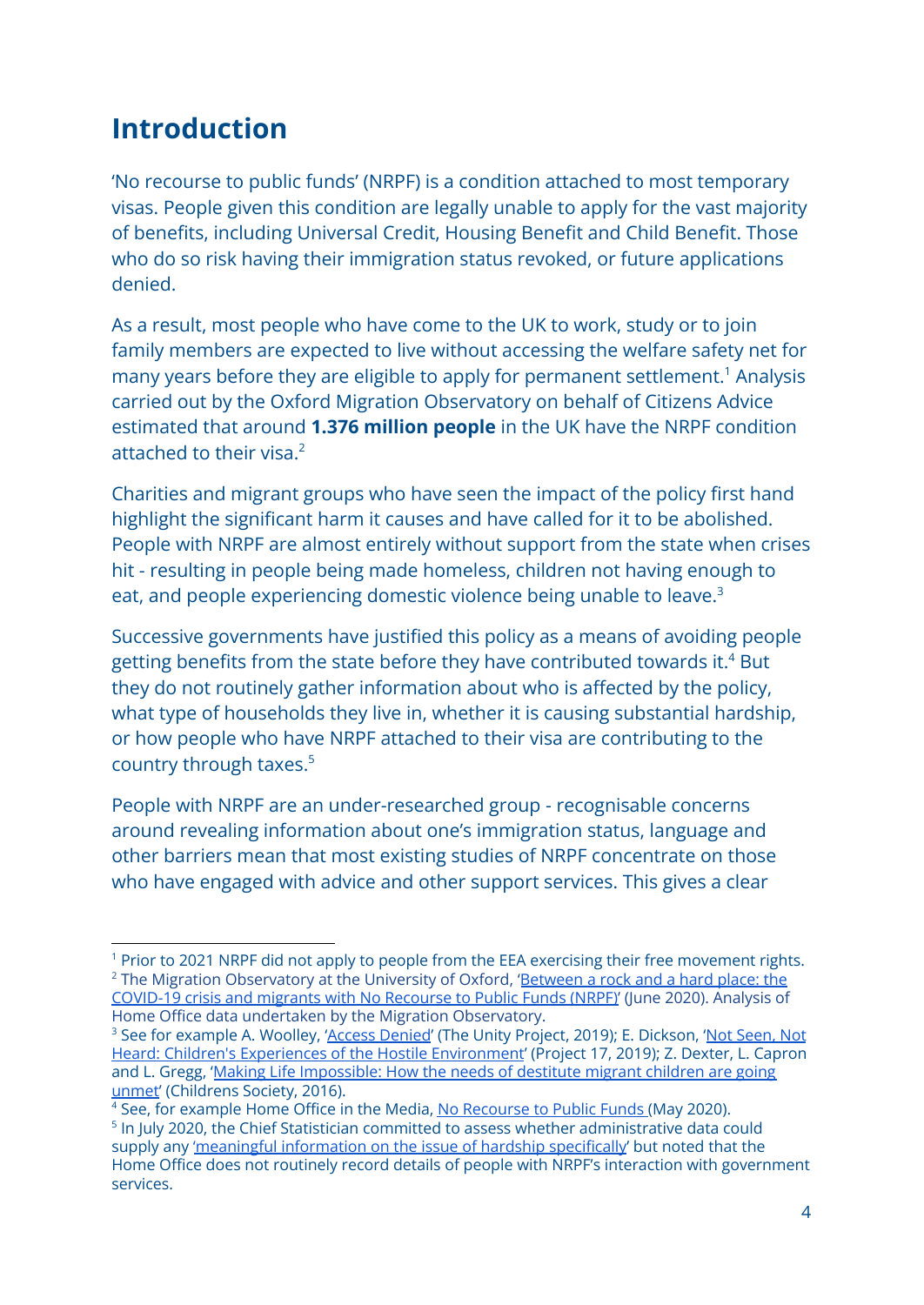# Introduction

'No recourse to public funds' (NRPF) is a condition attached to most temporary visas. People given this condition are legally unable to apply for the vast majority of benefits, including Universal Credit, Housing Benefit and Child Benefit. Those who do so risk having their immigration status revoked, or future applications denied.

As a result, most people who have come to the UK to work, study or to join family members are expected to live without accessing the welfare safety net for many years before they are eligible to apply for permanent settlement.[1] Analysis carried out by the Oxford Migration Observatory on behalf of Citizens Advice estimated that around **1.376 million people** in the UK have the NRPF condition attached to their visa.[2]

Charities and migrant groups who have seen the impact of the policy first hand highlight the significant harm it causes and have called for it to be abolished. People with NRPF are almost entirely without support from the state when crises hit - resulting in people being made homeless, children not having enough to eat, and people experiencing domestic violence being unable to leave.[3]

Successive governments have justified this policy as a means of avoiding people getting benefits from the state before they have contributed towards it.[4] But they do not routinely gather information about who is affected by the policy, what type of households they live in, whether it is causing substantial hardship, or how people who have NRPF attached to their visa are contributing to the country through taxes.[5]

People with NRPF are an under-researched group - recognisable concerns around revealing information about one's immigration status, language and other barriers mean that most existing studies of NRPF concentrate on those who have engaged with advice and other support services. This gives a clear

---

[1] Prior to 2021 NRPF did not apply to people from the EEA exercising their free movement rights.

[2] The Migration Observatory at the University of Oxford, 'Between a rock and a hard place: the COVID-19 crisis and migrants with No Recourse to Public Funds (NRPF)' (June 2020). Analysis of Home Office data undertaken by the Migration Observatory.

[3] See for example A. Woolley, 'Access Denied' (The Unity Project, 2019); E. Dickson, 'Not Seen, Not Heard: Children's Experiences of the Hostile Environment' (Project 17, 2019); Z. Dexter, L. Capron and L. Gregg, 'Making Life Impossible: How the needs of destitute migrant children are going unmet' (Childrens Society, 2016).

[4] See, for example Home Office in the Media, No Recourse to Public Funds (May 2020).

[5] In July 2020, the Chief Statistician committed to assess whether administrative data could supply any 'meaningful information on the issue of hardship specifically' but noted that the Home Office does not routinely record details of people with NRPF's interaction with government services.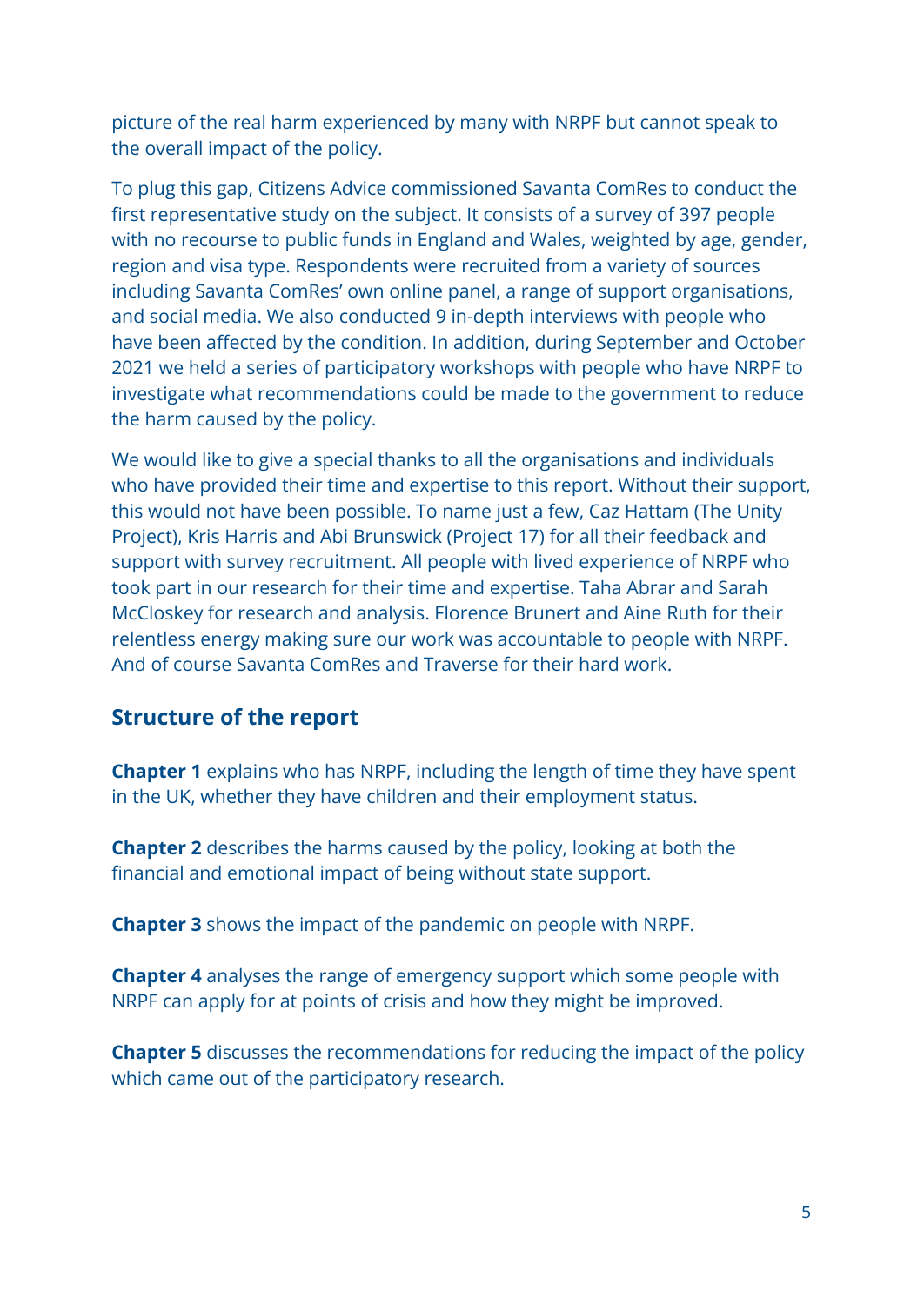picture of the real harm experienced by many with NRPF but cannot speak to the overall impact of the policy.

To plug this gap, Citizens Advice commissioned Savanta ComRes to conduct the first representative study on the subject. It consists of a survey of 397 people with no recourse to public funds in England and Wales, weighted by age, gender, region and visa type. Respondents were recruited from a variety of sources including Savanta ComRes' own online panel, a range of support organisations, and social media. We also conducted 9 in-depth interviews with people who have been affected by the condition. In addition, during September and October 2021 we held a series of participatory workshops with people who have NRPF to investigate what recommendations could be made to the government to reduce the harm caused by the policy.

We would like to give a special thanks to all the organisations and individuals who have provided their time and expertise to this report. Without their support, this would not have been possible. To name just a few, Caz Hattam (The Unity Project), Kris Harris and Abi Brunswick (Project 17) for all their feedback and support with survey recruitment. All people with lived experience of NRPF who took part in our research for their time and expertise. Taha Abrar and Sarah McCloskey for research and analysis. Florence Brunert and Aine Ruth for their relentless energy making sure our work was accountable to people with NRPF. And of course Savanta ComRes and Traverse for their hard work.

## Structure of the report

**Chapter 1** explains who has NRPF, including the length of time they have spent in the UK, whether they have children and their employment status.

**Chapter 2** describes the harms caused by the policy, looking at both the financial and emotional impact of being without state support.

**Chapter 3** shows the impact of the pandemic on people with NRPF.

**Chapter 4** analyses the range of emergency support which some people with NRPF can apply for at points of crisis and how they might be improved.

**Chapter 5** discusses the recommendations for reducing the impact of the policy which came out of the participatory research.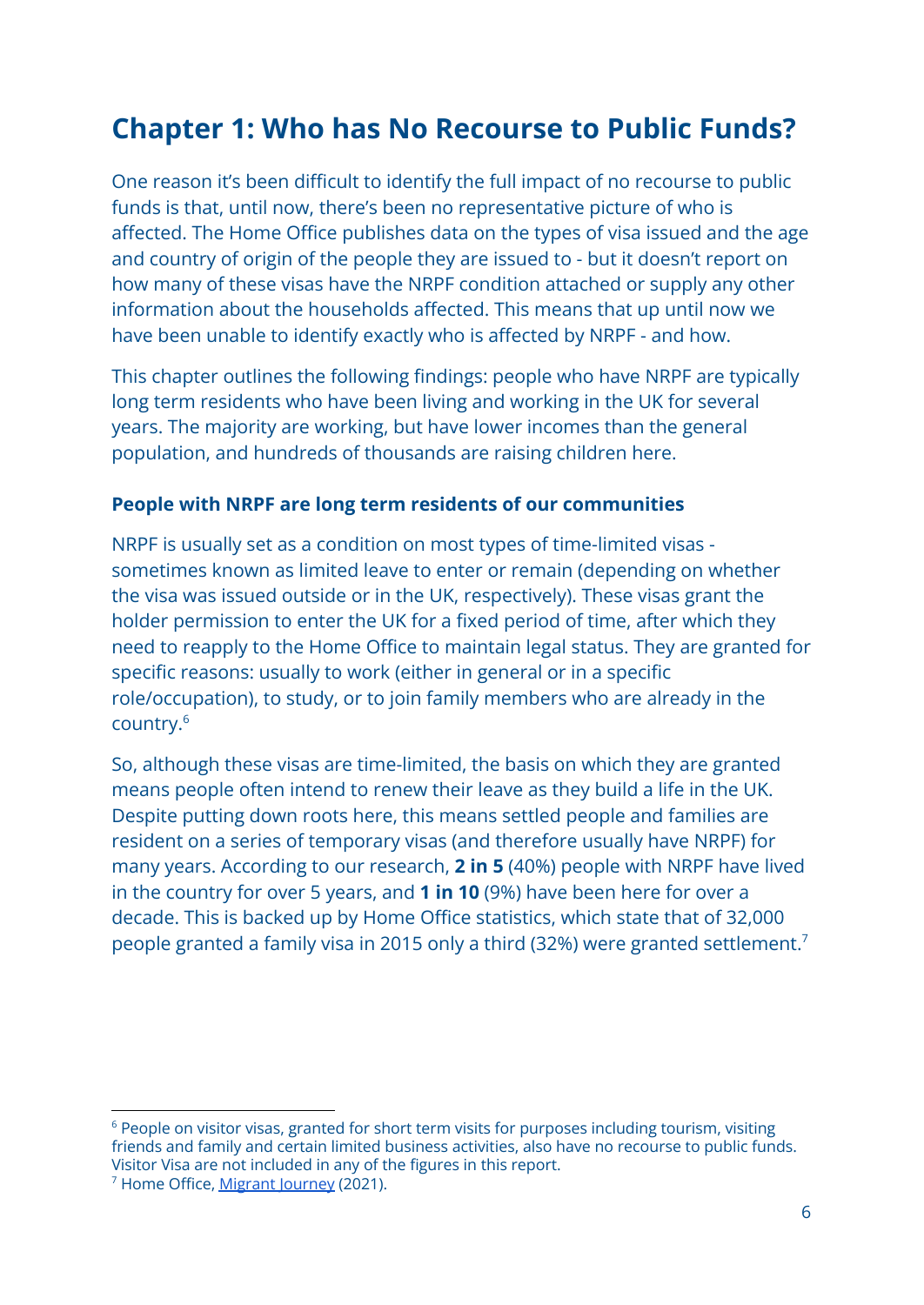# Chapter 1: Who has No Recourse to Public Funds?

One reason it's been difficult to identify the full impact of no recourse to public funds is that, until now, there's been no representative picture of who is affected. The Home Office publishes data on the types of visa issued and the age and country of origin of the people they are issued to - but it doesn't report on how many of these visas have the NRPF condition attached or supply any other information about the households affected. This means that up until now we have been unable to identify exactly who is affected by NRPF - and how.

This chapter outlines the following findings: people who have NRPF are typically long term residents who have been living and working in the UK for several years. The majority are working, but have lower incomes than the general population, and hundreds of thousands are raising children here.

### People with NRPF are long term residents of our communities

NRPF is usually set as a condition on most types of time-limited visas - sometimes known as limited leave to enter or remain (depending on whether the visa was issued outside or in the UK, respectively). These visas grant the holder permission to enter the UK for a fixed period of time, after which they need to reapply to the Home Office to maintain legal status. They are granted for specific reasons: usually to work (either in general or in a specific role/occupation), to study, or to join family members who are already in the country.[6]

So, although these visas are time-limited, the basis on which they are granted means people often intend to renew their leave as they build a life in the UK. Despite putting down roots here, this means settled people and families are resident on a series of temporary visas (and therefore usually have NRPF) for many years. According to our research, **2 in 5** (40%) people with NRPF have lived in the country for over 5 years, and **1 in 10** (9%) have been here for over a decade. This is backed up by Home Office statistics, which state that of 32,000 people granted a family visa in 2015 only a third (32%) were granted settlement.[7]

---

[6] People on visitor visas, granted for short term visits for purposes including tourism, visiting friends and family and certain limited business activities, also have no recourse to public funds. Visitor Visa are not included in any of the figures in this report.

[7] Home Office, Migrant Journey (2021).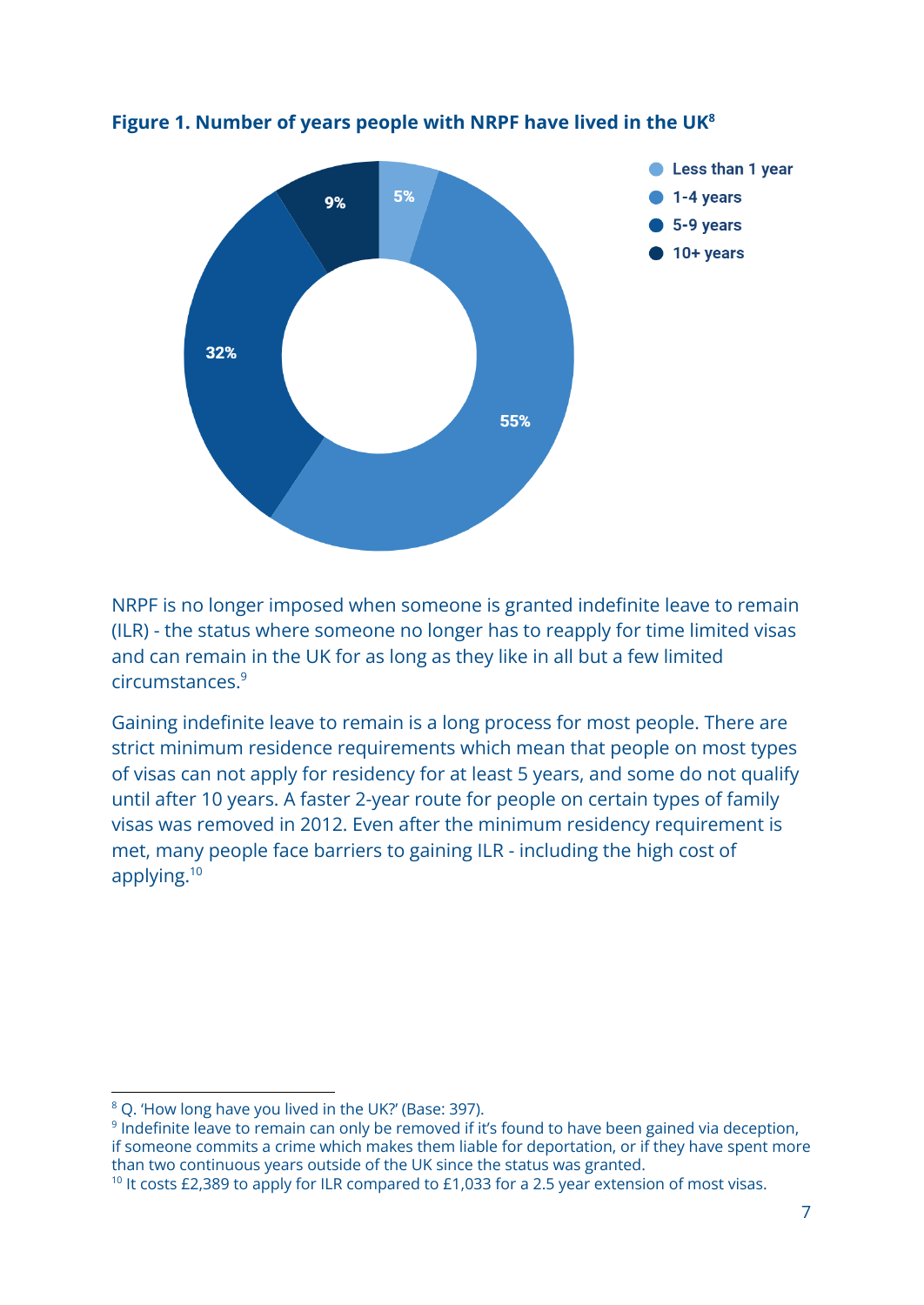**Figure 1. Number of years people with NRPF have lived in the UK[8]**

| Number of years lived in the UK | Percentage |
| --- | --- |
| Less than 1 year | 5% |
| 1-4 years | 55% |
| 5-9 years | 32% |
| 10+ years | 9% |

NRPF is no longer imposed when someone is granted indefinite leave to remain (ILR) - the status where someone no longer has to reapply for time limited visas and can remain in the UK for as long as they like in all but a few limited circumstances.[9]

Gaining indefinite leave to remain is a long process for most people. There are strict minimum residence requirements which mean that people on most types of visas can not apply for residency for at least 5 years, and some do not qualify until after 10 years. A faster 2-year route for people on certain types of family visas was removed in 2012. Even after the minimum residency requirement is met, many people face barriers to gaining ILR - including the high cost of applying.[10]

---

[8] Q. 'How long have you lived in the UK?' (Base: 397).

[9] Indefinite leave to remain can only be removed if it's found to have been gained via deception, if someone commits a crime which makes them liable for deportation, or if they have spent more than two continuous years outside of the UK since the status was granted.

[10] It costs £2,389 to apply for ILR compared to £1,033 for a 2.5 year extension of most visas.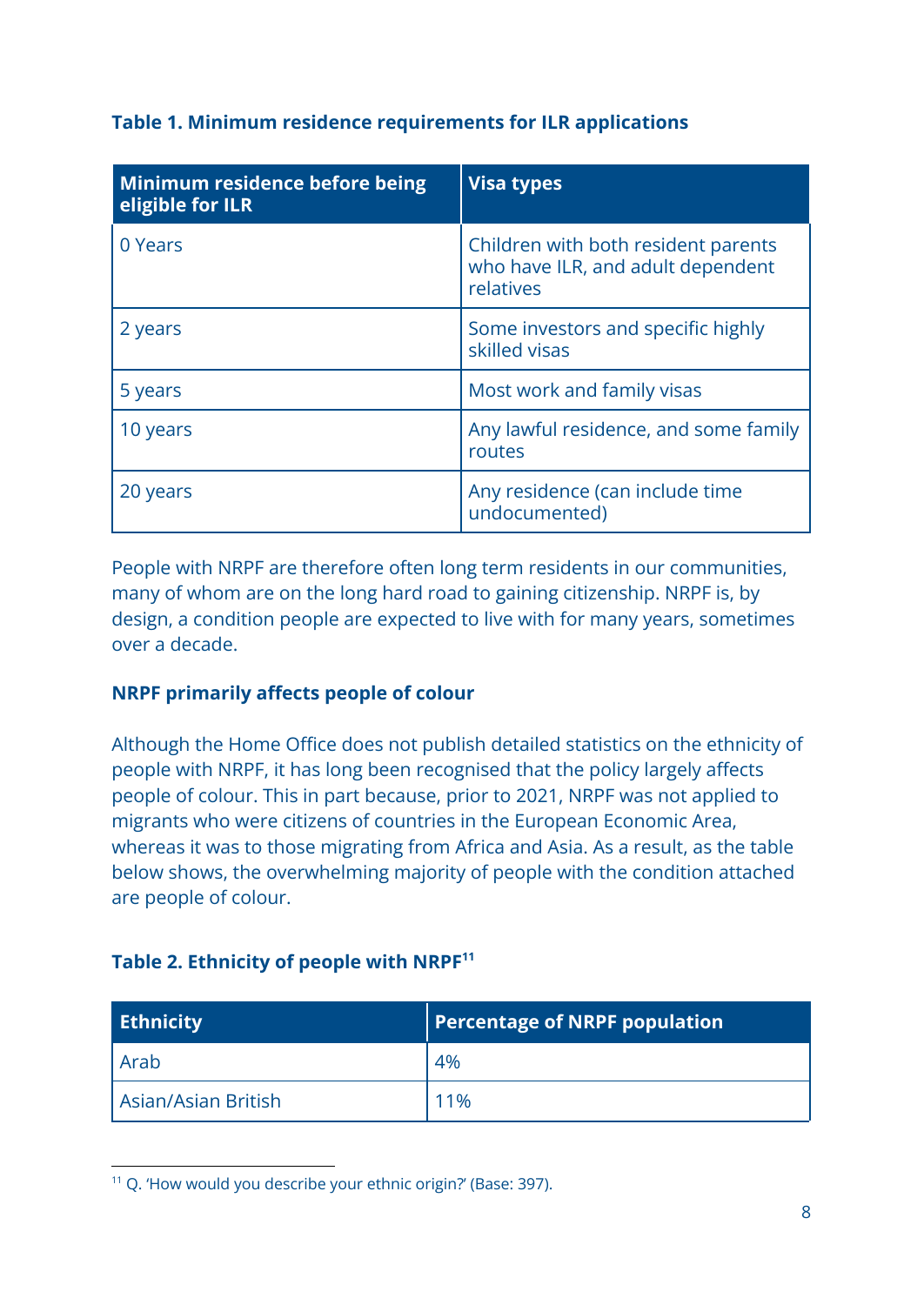**Table 1. Minimum residence requirements for ILR applications**

| Minimum residence before being eligible for ILR | Visa types |
|---|---|
| 0 Years | Children with both resident parents who have ILR, and adult dependent relatives |
| 2 years | Some investors and specific highly skilled visas |
| 5 years | Most work and family visas |
| 10 years | Any lawful residence, and some family routes |
| 20 years | Any residence (can include time undocumented) |

People with NRPF are therefore often long term residents in our communities, many of whom are on the long hard road to gaining citizenship. NRPF is, by design, a condition people are expected to live with for many years, sometimes over a decade.

### NRPF primarily affects people of colour

Although the Home Office does not publish detailed statistics on the ethnicity of people with NRPF, it has long been recognised that the policy largely affects people of colour. This in part because, prior to 2021, NRPF was not applied to migrants who were citizens of countries in the European Economic Area, whereas it was to those migrating from Africa and Asia. As a result, as the table below shows, the overwhelming majority of people with the condition attached are people of colour.

**Table 2. Ethnicity of people with NRPF[11]**

| Ethnicity | Percentage of NRPF population |
|---|---|
| Arab | 4% |
| Asian/Asian British | 11% |

[11] Q. 'How would you describe your ethnic origin?' (Base: 397).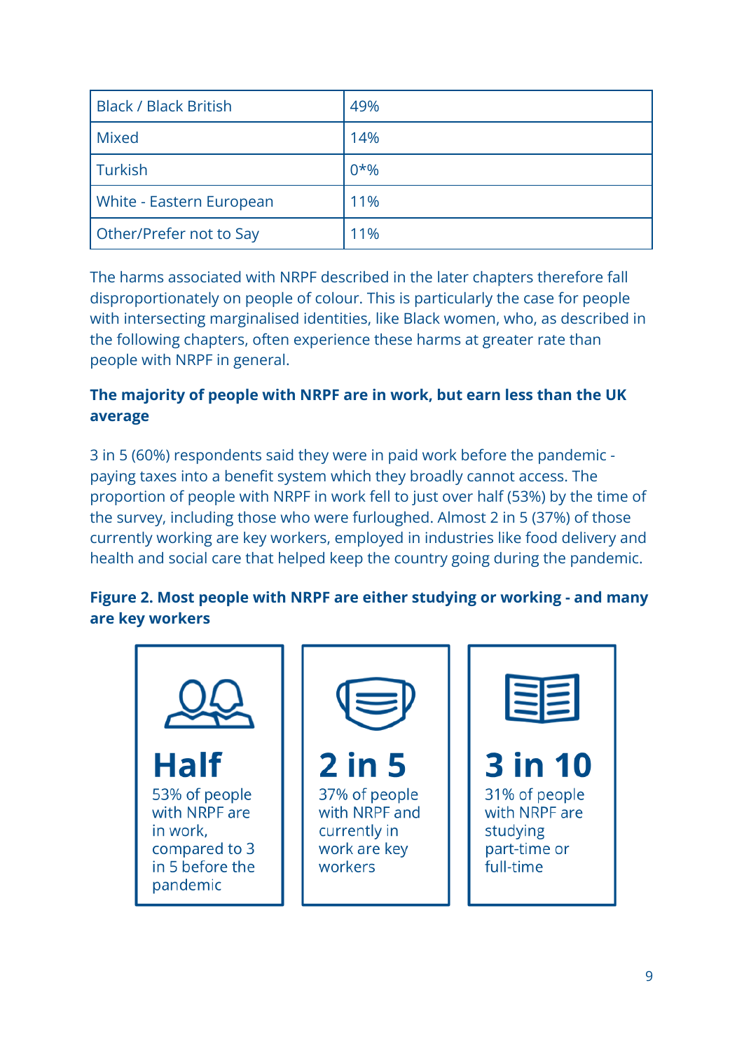| Black / Black British | 49% |
|---|---|
| Mixed | 14% |
| Turkish | 0*% |
| White - Eastern European | 11% |
| Other/Prefer not to Say | 11% |

The harms associated with NRPF described in the later chapters therefore fall disproportionately on people of colour. This is particularly the case for people with intersecting marginalised identities, like Black women, who, as described in the following chapters, often experience these harms at greater rate than people with NRPF in general.

**The majority of people with NRPF are in work, but earn less than the UK average**

3 in 5 (60%) respondents said they were in paid work before the pandemic - paying taxes into a benefit system which they broadly cannot access. The proportion of people with NRPF in work fell to just over half (53%) by the time of the survey, including those who were furloughed. Almost 2 in 5 (37%) of those currently working are key workers, employed in industries like food delivery and health and social care that helped keep the country going during the pandemic.

**Figure 2. Most people with NRPF are either studying or working - and many are key workers**

**Half**
53% of people with NRPF are in work, compared to 3 in 5 before the pandemic

**2 in 5**
37% of people with NRPF and currently in work are key workers

**3 in 10**
31% of people with NRPF are studying part-time or full-time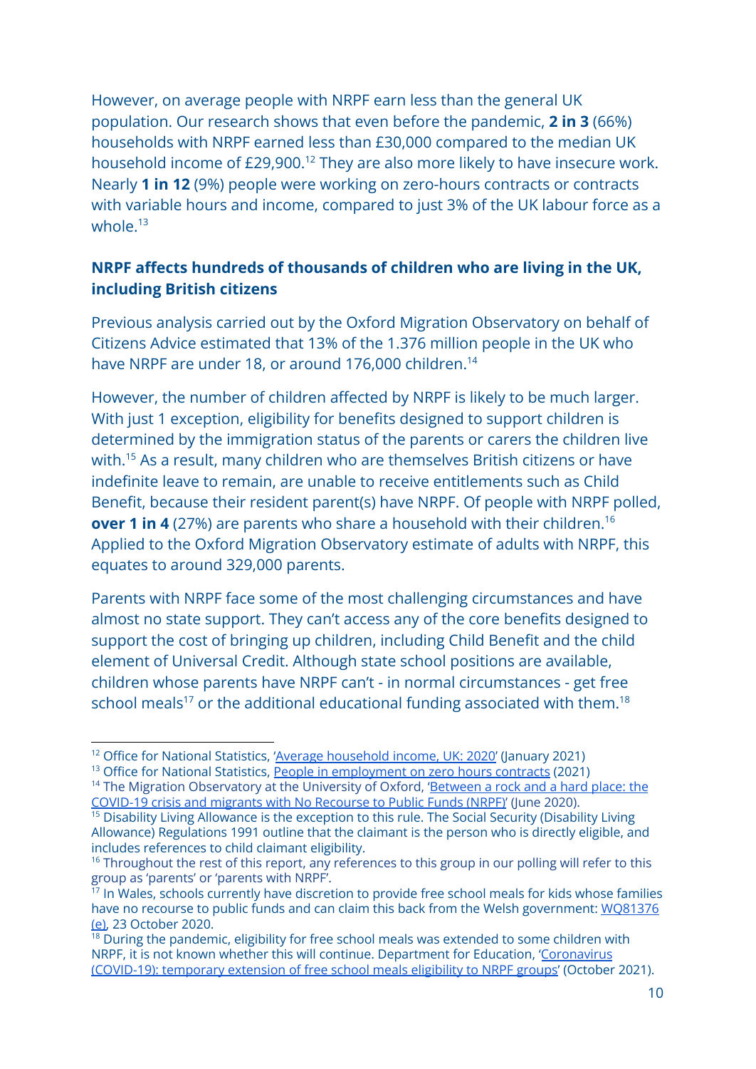However, on average people with NRPF earn less than the general UK population. Our research shows that even before the pandemic, **2 in 3** (66%) households with NRPF earned less than £30,000 compared to the median UK household income of £29,900.[12] They are also more likely to have insecure work. Nearly **1 in 12** (9%) people were working on zero-hours contracts or contracts with variable hours and income, compared to just 3% of the UK labour force as a whole.[13]

### NRPF affects hundreds of thousands of children who are living in the UK, including British citizens

Previous analysis carried out by the Oxford Migration Observatory on behalf of Citizens Advice estimated that 13% of the 1.376 million people in the UK who have NRPF are under 18, or around 176,000 children.[14]

However, the number of children affected by NRPF is likely to be much larger. With just 1 exception, eligibility for benefits designed to support children is determined by the immigration status of the parents or carers the children live with.[15] As a result, many children who are themselves British citizens or have indefinite leave to remain, are unable to receive entitlements such as Child Benefit, because their resident parent(s) have NRPF. Of people with NRPF polled, **over 1 in 4** (27%) are parents who share a household with their children.[16] Applied to the Oxford Migration Observatory estimate of adults with NRPF, this equates to around 329,000 parents.

Parents with NRPF face some of the most challenging circumstances and have almost no state support. They can't access any of the core benefits designed to support the cost of bringing up children, including Child Benefit and the child element of Universal Credit. Although state school positions are available, children whose parents have NRPF can't - in normal circumstances - get free school meals[17] or the additional educational funding associated with them.[18]

---

[12] Office for National Statistics, 'Average household income, UK: 2020' (January 2021)

[13] Office for National Statistics, People in employment on zero hours contracts (2021)

[14] The Migration Observatory at the University of Oxford, 'Between a rock and a hard place: the COVID-19 crisis and migrants with No Recourse to Public Funds (NRPF)' (June 2020).

[15] Disability Living Allowance is the exception to this rule. The Social Security (Disability Living Allowance) Regulations 1991 outline that the claimant is the person who is directly eligible, and includes references to child claimant eligibility.

[16] Throughout the rest of this report, any references to this group in our polling will refer to this group as 'parents' or 'parents with NRPF'.

[17] In Wales, schools currently have discretion to provide free school meals for kids whose families have no recourse to public funds and can claim this back from the Welsh government: WQ81376 (e), 23 October 2020.

[18] During the pandemic, eligibility for free school meals was extended to some children with NRPF, it is not known whether this will continue. Department for Education, 'Coronavirus (COVID-19): temporary extension of free school meals eligibility to NRPF groups' (October 2021).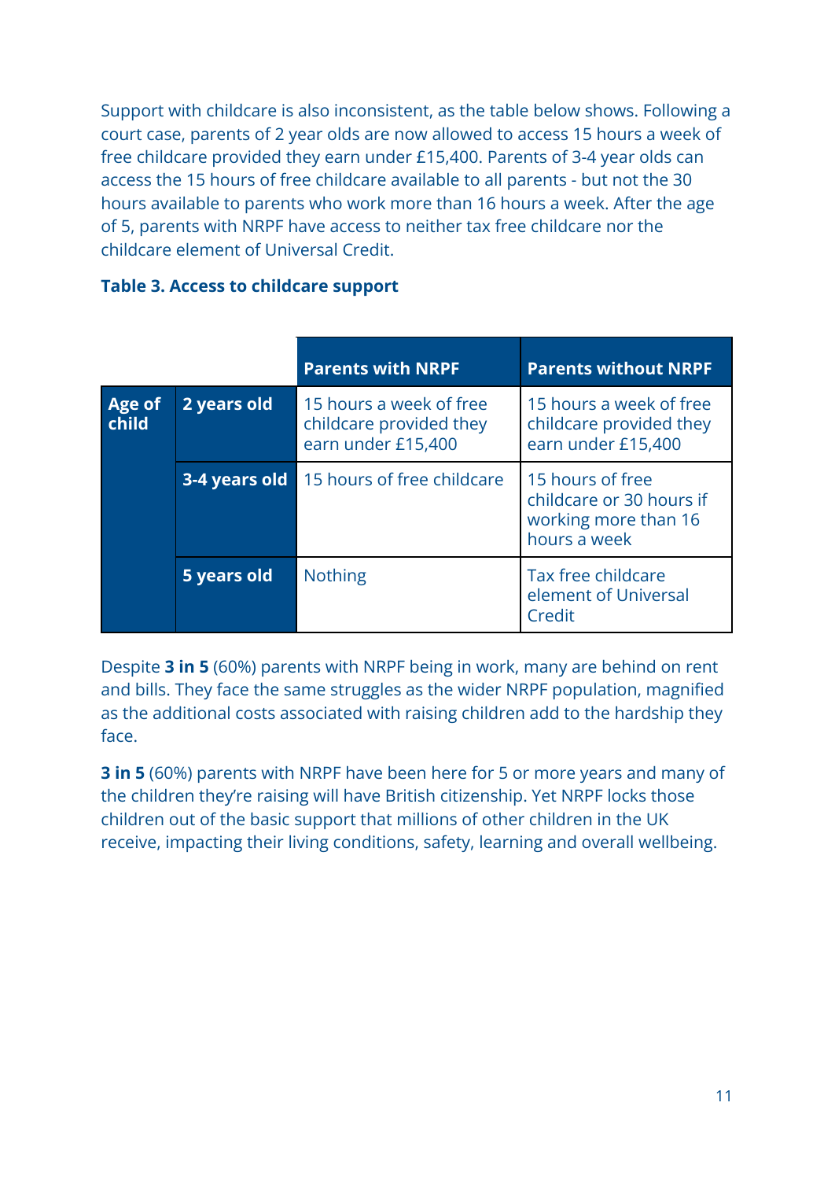Support with childcare is also inconsistent, as the table below shows. Following a court case, parents of 2 year olds are now allowed to access 15 hours a week of free childcare provided they earn under £15,400. Parents of 3-4 year olds can access the 15 hours of free childcare available to all parents - but not the 30 hours available to parents who work more than 16 hours a week. After the age of 5, parents with NRPF have access to neither tax free childcare nor the childcare element of Universal Credit.

**Table 3. Access to childcare support**

| | | Parents with NRPF | Parents without NRPF |
|---|---|---|---|
| **Age of child** | **2 years old** | 15 hours a week of free childcare provided they earn under £15,400 | 15 hours a week of free childcare provided they earn under £15,400 |
| | **3-4 years old** | 15 hours of free childcare | 15 hours of free childcare or 30 hours if working more than 16 hours a week |
| | **5 years old** | Nothing | Tax free childcare element of Universal Credit |

Despite **3 in 5** (60%) parents with NRPF being in work, many are behind on rent and bills. They face the same struggles as the wider NRPF population, magnified as the additional costs associated with raising children add to the hardship they face.

**3 in 5** (60%) parents with NRPF have been here for 5 or more years and many of the children they're raising will have British citizenship. Yet NRPF locks those children out of the basic support that millions of other children in the UK receive, impacting their living conditions, safety, learning and overall wellbeing.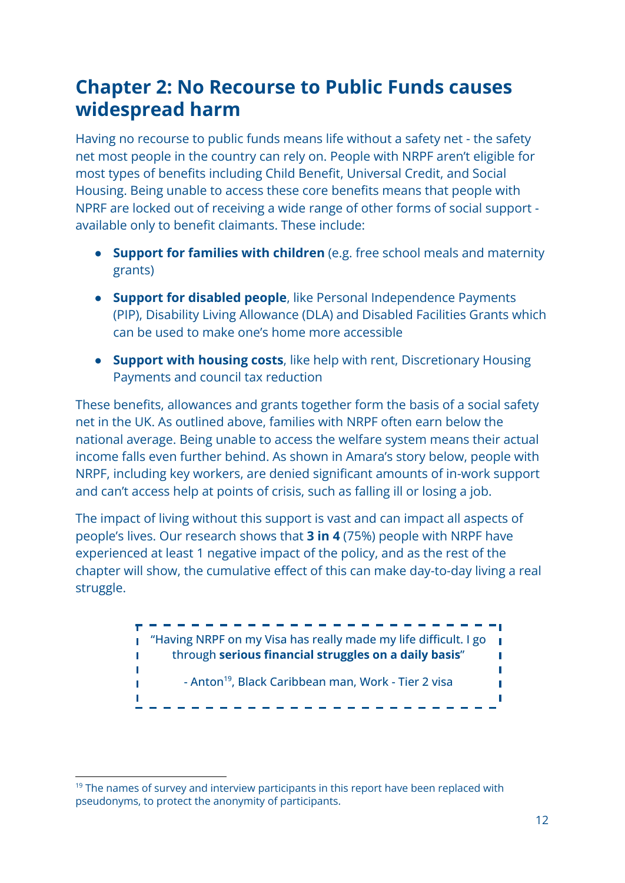## Chapter 2: No Recourse to Public Funds causes widespread harm

Having no recourse to public funds means life without a safety net - the safety net most people in the country can rely on. People with NRPF aren't eligible for most types of benefits including Child Benefit, Universal Credit, and Social Housing. Being unable to access these core benefits means that people with NPRF are locked out of receiving a wide range of other forms of social support - available only to benefit claimants. These include:

- **Support for families with children** (e.g. free school meals and maternity grants)
- **Support for disabled people**, like Personal Independence Payments (PIP), Disability Living Allowance (DLA) and Disabled Facilities Grants which can be used to make one's home more accessible
- **Support with housing costs**, like help with rent, Discretionary Housing Payments and council tax reduction

These benefits, allowances and grants together form the basis of a social safety net in the UK. As outlined above, families with NRPF often earn below the national average. Being unable to access the welfare system means their actual income falls even further behind. As shown in Amara's story below, people with NRPF, including key workers, are denied significant amounts of in-work support and can't access help at points of crisis, such as falling ill or losing a job.

The impact of living without this support is vast and can impact all aspects of people's lives. Our research shows that **3 in 4** (75%) people with NRPF have experienced at least 1 negative impact of the policy, and as the rest of the chapter will show, the cumulative effect of this can make day-to-day living a real struggle.

> "Having NRPF on my Visa has really made my life difficult. I go through **serious financial struggles on a daily basis**"
>
> - Anton[19], Black Caribbean man, Work - Tier 2 visa

[19] The names of survey and interview participants in this report have been replaced with pseudonyms, to protect the anonymity of participants.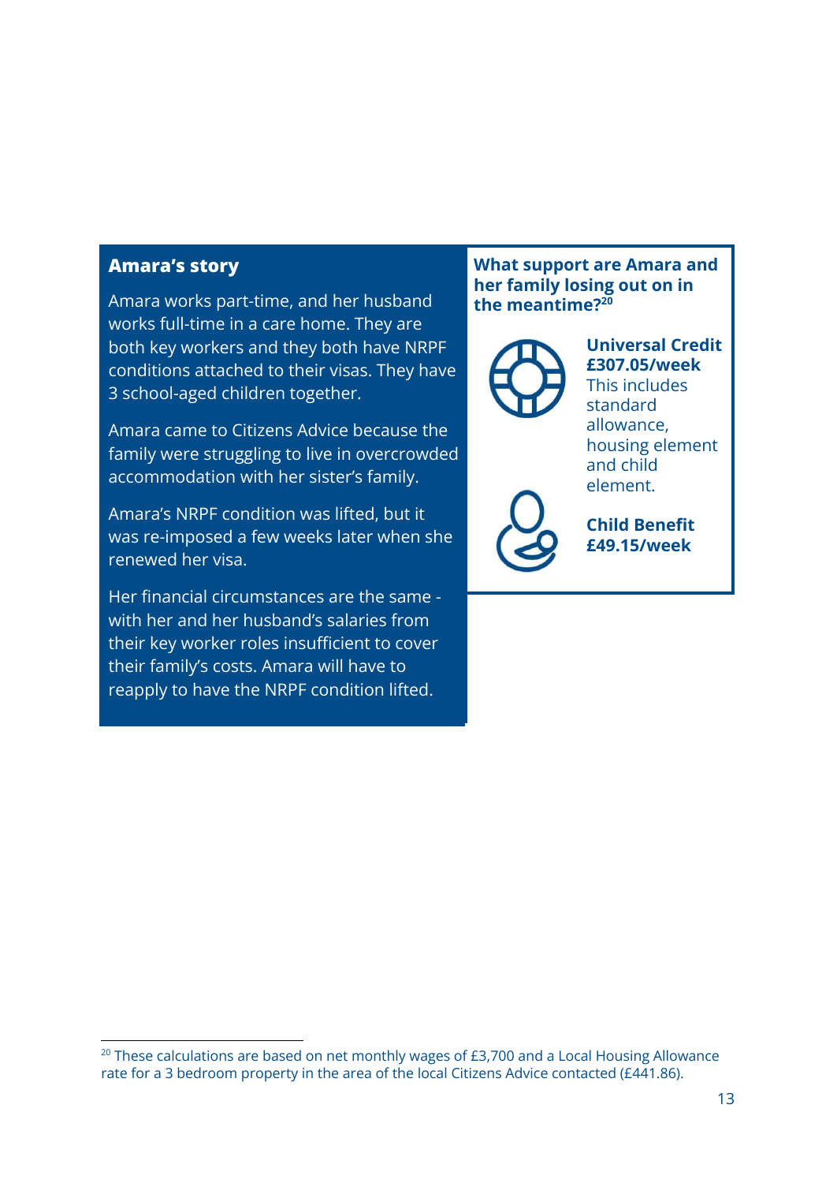### Amara's story

Amara works part-time, and her husband works full-time in a care home. They are both key workers and they both have NRPF conditions attached to their visas. They have 3 school-aged children together.

Amara came to Citizens Advice because the family were struggling to live in overcrowded accommodation with her sister's family.

Amara's NRPF condition was lifted, but it was re-imposed a few weeks later when she renewed her visa.

Her financial circumstances are the same - with her and her husband's salaries from their key worker roles insufficient to cover their family's costs. Amara will have to reapply to have the NRPF condition lifted.

**What support are Amara and her family losing out on in the meantime?[20]**

**Universal Credit £307.05/week**
This includes standard allowance, housing element and child element.

**Child Benefit £49.15/week**

[20] These calculations are based on net monthly wages of £3,700 and a Local Housing Allowance rate for a 3 bedroom property in the area of the local Citizens Advice contacted (£441.86).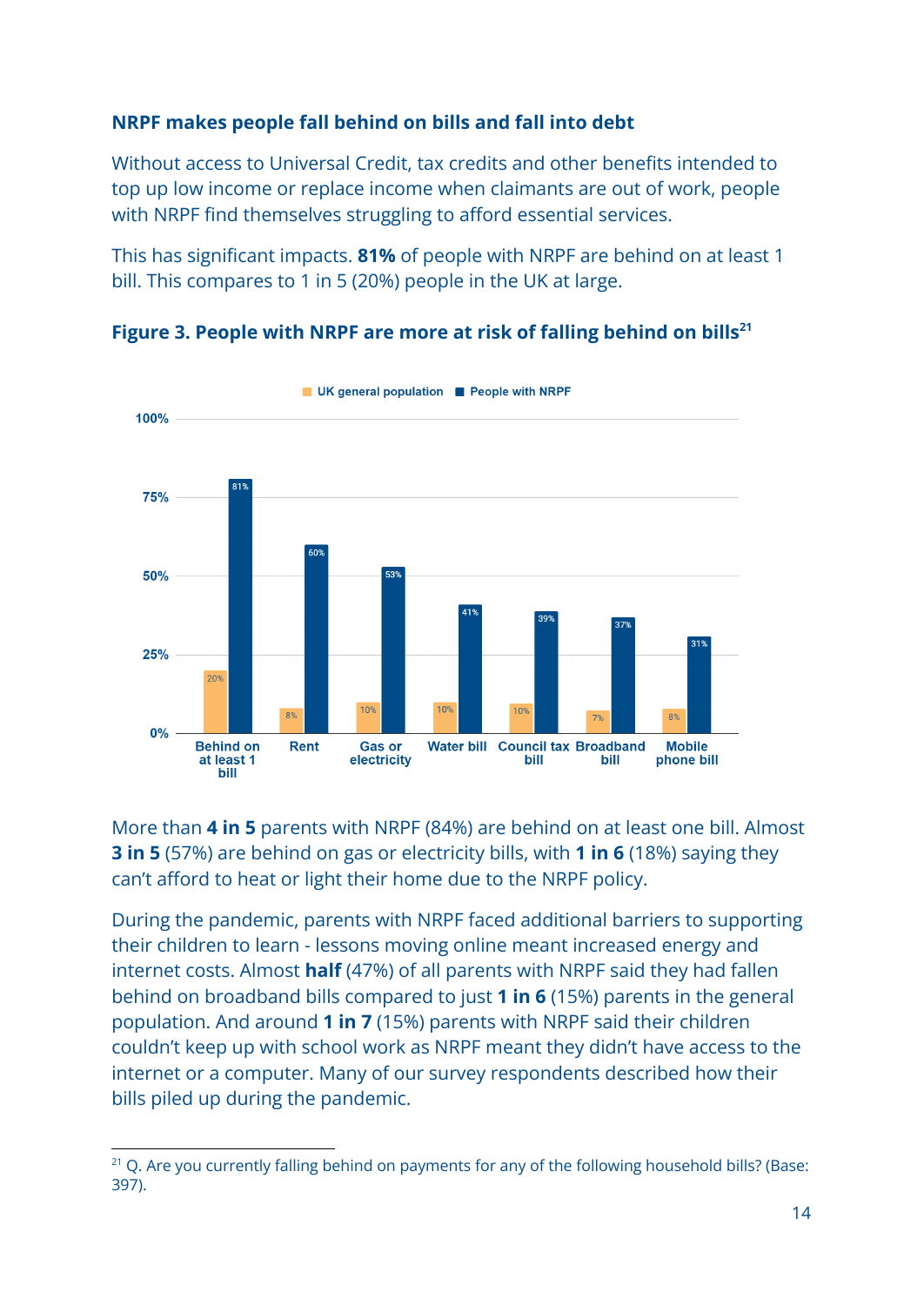### NRPF makes people fall behind on bills and fall into debt

Without access to Universal Credit, tax credits and other benefits intended to top up low income or replace income when claimants are out of work, people with NRPF find themselves struggling to afford essential services.

This has significant impacts. **81%** of people with NRPF are behind on at least 1 bill. This compares to 1 in 5 (20%) people in the UK at large.

**Figure 3. People with NRPF are more at risk of falling behind on bills**[21]

| | UK general population | People with NRPF |
|---|---|---|
| Behind on at least 1 bill | 20% | 81% |
| Rent | 8% | 60% |
| Gas or electricity | 10% | 53% |
| Water bill | 10% | 41% |
| Council tax bill | 10% | 39% |
| Broadband bill | 7% | 37% |
| Mobile phone bill | 8% | 31% |

More than **4 in 5** parents with NRPF (84%) are behind on at least one bill. Almost **3 in 5** (57%) are behind on gas or electricity bills, with **1 in 6** (18%) saying they can't afford to heat or light their home due to the NRPF policy.

During the pandemic, parents with NRPF faced additional barriers to supporting their children to learn - lessons moving online meant increased energy and internet costs. Almost **half** (47%) of all parents with NRPF said they had fallen behind on broadband bills compared to just **1 in 6** (15%) parents in the general population. And around **1 in 7** (15%) parents with NRPF said their children couldn't keep up with school work as NRPF meant they didn't have access to the internet or a computer. Many of our survey respondents described how their bills piled up during the pandemic.

[21] Q. Are you currently falling behind on payments for any of the following household bills? (Base: 397).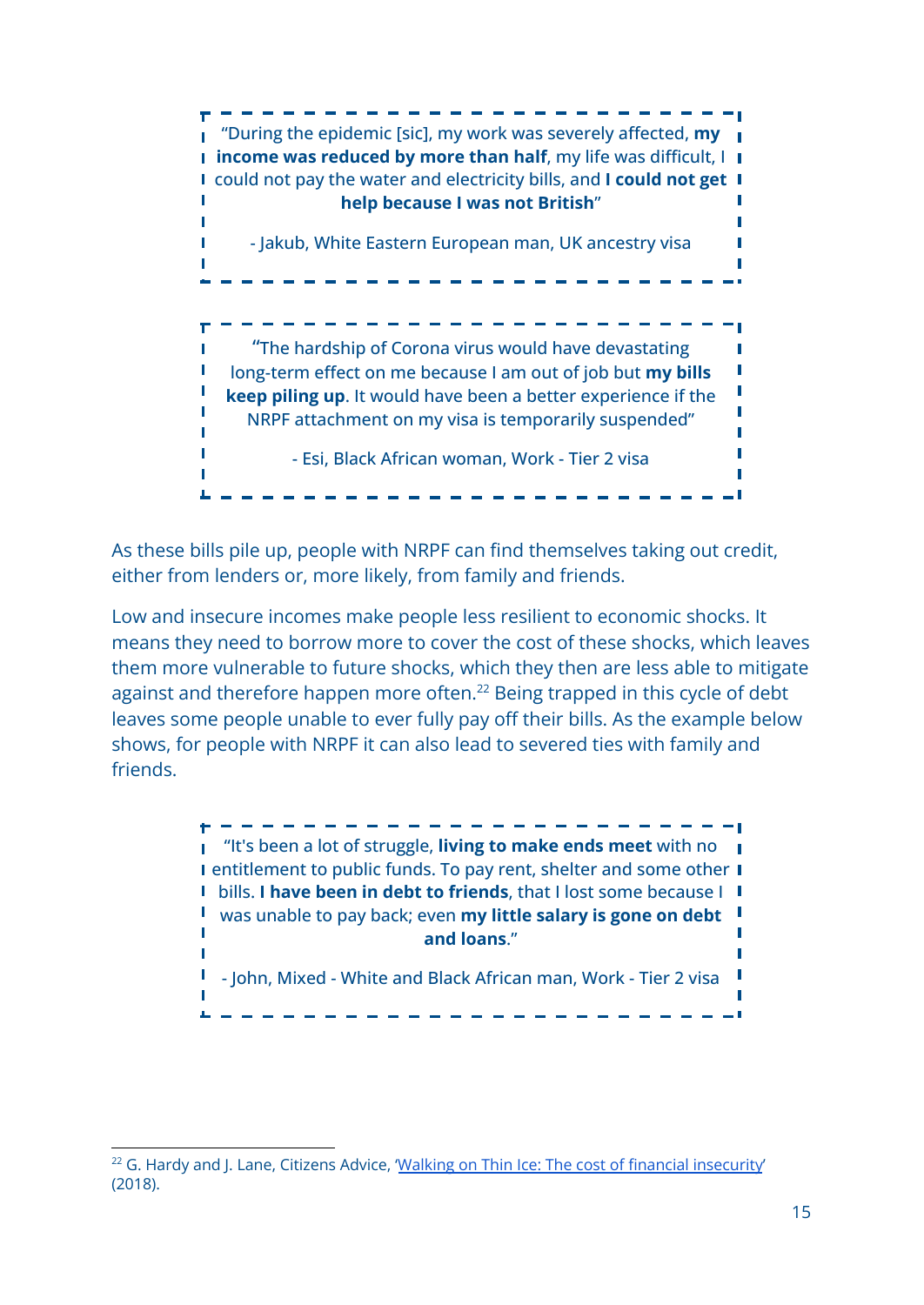> "During the epidemic [sic], my work was severely affected, **my income was reduced by more than half**, my life was difficult, I could not pay the water and electricity bills, and **I could not get help because I was not British**"
>
> - Jakub, White Eastern European man, UK ancestry visa

> "The hardship of Corona virus would have devastating long-term effect on me because I am out of job but **my bills keep piling up**. It would have been a better experience if the NRPF attachment on my visa is temporarily suspended"
>
> - Esi, Black African woman, Work - Tier 2 visa

As these bills pile up, people with NRPF can find themselves taking out credit, either from lenders or, more likely, from family and friends.

Low and insecure incomes make people less resilient to economic shocks. It means they need to borrow more to cover the cost of these shocks, which leaves them more vulnerable to future shocks, which they then are less able to mitigate against and therefore happen more often.[22] Being trapped in this cycle of debt leaves some people unable to ever fully pay off their bills. As the example below shows, for people with NRPF it can also lead to severed ties with family and friends.

> "It's been a lot of struggle, **living to make ends meet** with no entitlement to public funds. To pay rent, shelter and some other bills. **I have been in debt to friends**, that I lost some because I was unable to pay back; even **my little salary is gone on debt and loans**."
>
> - John, Mixed - White and Black African man, Work - Tier 2 visa

[22] G. Hardy and J. Lane, Citizens Advice, 'Walking on Thin Ice: The cost of financial insecurity' (2018).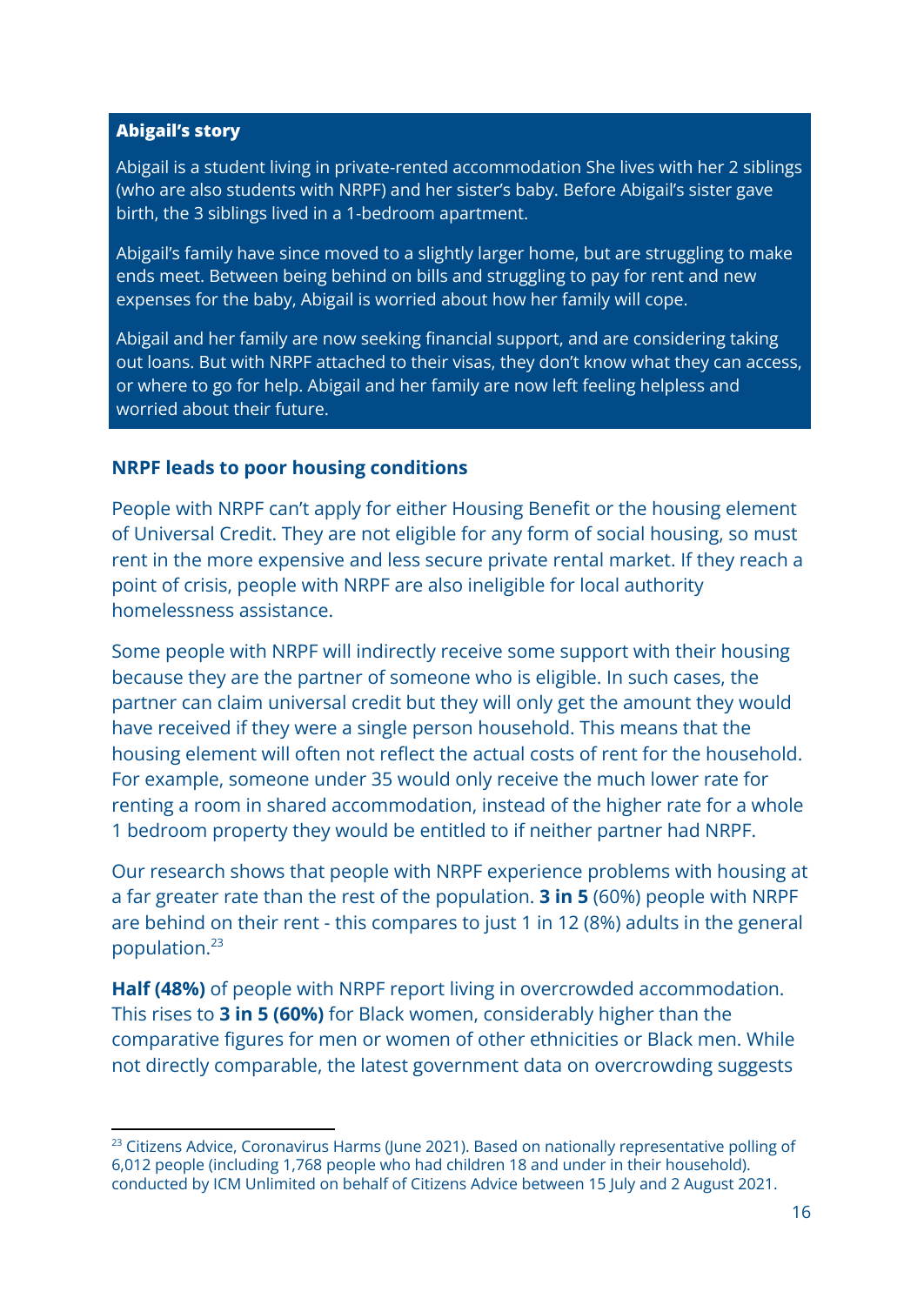**Abigail's story**

Abigail is a student living in private-rented accommodation She lives with her 2 siblings (who are also students with NRPF) and her sister's baby. Before Abigail's sister gave birth, the 3 siblings lived in a 1-bedroom apartment.

Abigail's family have since moved to a slightly larger home, but are struggling to make ends meet. Between being behind on bills and struggling to pay for rent and new expenses for the baby, Abigail is worried about how her family will cope.

Abigail and her family are now seeking financial support, and are considering taking out loans. But with NRPF attached to their visas, they don't know what they can access, or where to go for help. Abigail and her family are now left feeling helpless and worried about their future.

### NRPF leads to poor housing conditions

People with NRPF can't apply for either Housing Benefit or the housing element of Universal Credit. They are not eligible for any form of social housing, so must rent in the more expensive and less secure private rental market. If they reach a point of crisis, people with NRPF are also ineligible for local authority homelessness assistance.

Some people with NRPF will indirectly receive some support with their housing because they are the partner of someone who is eligible. In such cases, the partner can claim universal credit but they will only get the amount they would have received if they were a single person household. This means that the housing element will often not reflect the actual costs of rent for the household. For example, someone under 35 would only receive the much lower rate for renting a room in shared accommodation, instead of the higher rate for a whole 1 bedroom property they would be entitled to if neither partner had NRPF.

Our research shows that people with NRPF experience problems with housing at a far greater rate than the rest of the population. **3 in 5** (60%) people with NRPF are behind on their rent - this compares to just 1 in 12 (8%) adults in the general population.[23]

**Half (48%)** of people with NRPF report living in overcrowded accommodation. This rises to **3 in 5 (60%)** for Black women, considerably higher than the comparative figures for men or women of other ethnicities or Black men. While not directly comparable, the latest government data on overcrowding suggests

[23] Citizens Advice, Coronavirus Harms (June 2021). Based on nationally representative polling of 6,012 people (including 1,768 people who had children 18 and under in their household). conducted by ICM Unlimited on behalf of Citizens Advice between 15 July and 2 August 2021.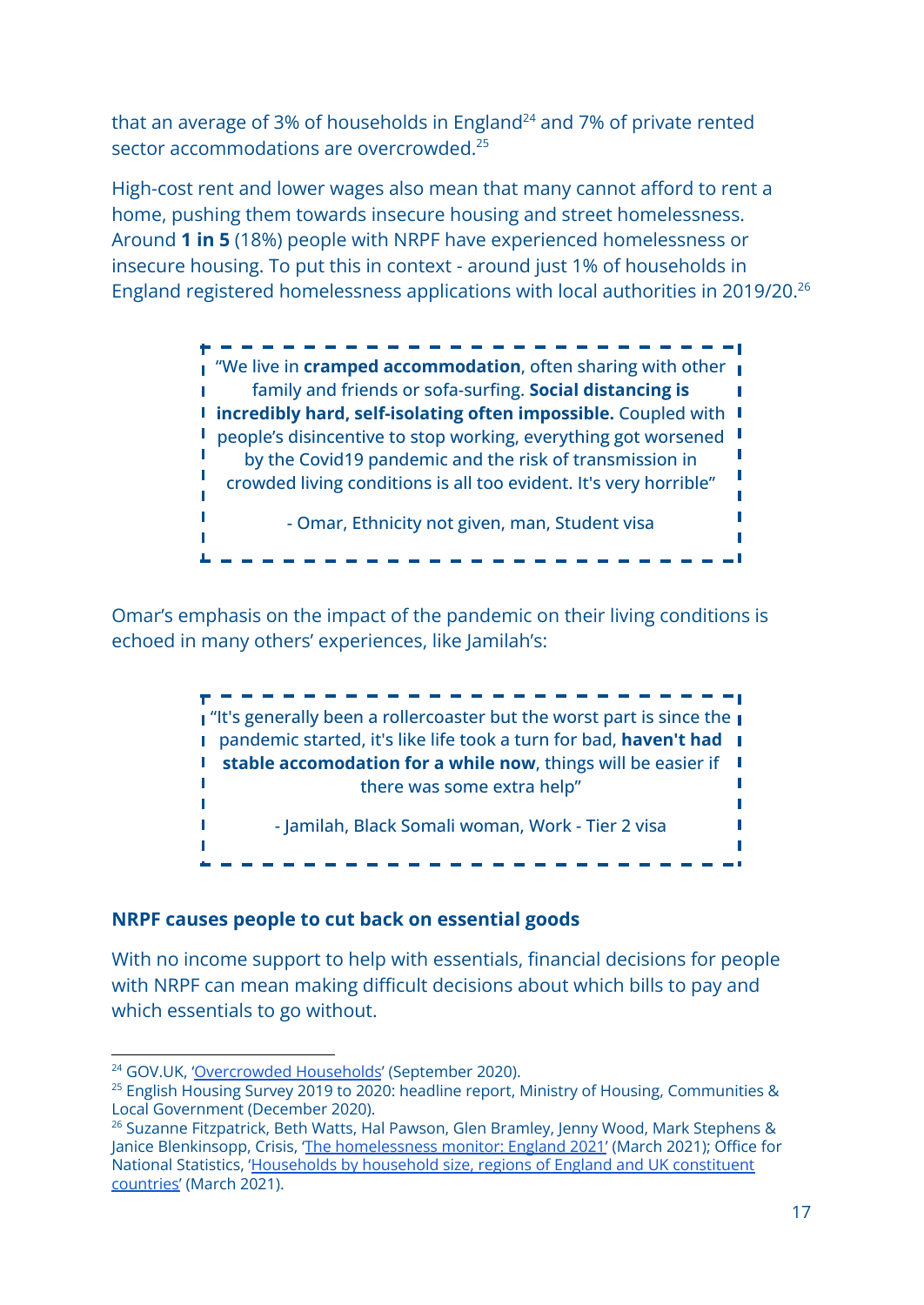that an average of 3% of households in England[24] and 7% of private rented sector accommodations are overcrowded.[25]

High-cost rent and lower wages also mean that many cannot afford to rent a home, pushing them towards insecure housing and street homelessness. Around **1 in 5** (18%) people with NRPF have experienced homelessness or insecure housing. To put this in context - around just 1% of households in England registered homelessness applications with local authorities in 2019/20.[26]

> "We live in **cramped accommodation**, often sharing with other family and friends or sofa-surfing. **Social distancing is incredibly hard, self-isolating often impossible.** Coupled with people's disincentive to stop working, everything got worsened by the Covid19 pandemic and the risk of transmission in crowded living conditions is all too evident. It's very horrible"
>
> - Omar, Ethnicity not given, man, Student visa

Omar's emphasis on the impact of the pandemic on their living conditions is echoed in many others' experiences, like Jamilah's:

> "It's generally been a rollercoaster but the worst part is since the pandemic started, it's like life took a turn for bad, **haven't had stable accomodation for a while now**, things will be easier if there was some extra help"
>
> - Jamilah, Black Somali woman, Work - Tier 2 visa

### NRPF causes people to cut back on essential goods

With no income support to help with essentials, financial decisions for people with NRPF can mean making difficult decisions about which bills to pay and which essentials to go without.

---

[24] GOV.UK, 'Overcrowded Households' (September 2020).

[25] English Housing Survey 2019 to 2020: headline report, Ministry of Housing, Communities & Local Government (December 2020).

[26] Suzanne Fitzpatrick, Beth Watts, Hal Pawson, Glen Bramley, Jenny Wood, Mark Stephens & Janice Blenkinsopp, Crisis, 'The homelessness monitor: England 2021' (March 2021); Office for National Statistics, 'Households by household size, regions of England and UK constituent countries' (March 2021).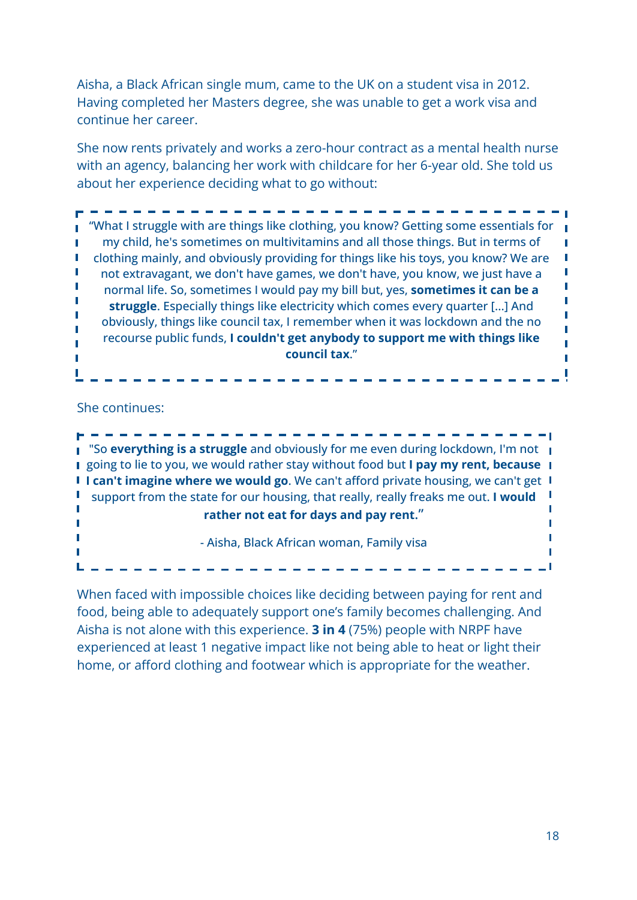Aisha, a Black African single mum, came to the UK on a student visa in 2012. Having completed her Masters degree, she was unable to get a work visa and continue her career.

She now rents privately and works a zero-hour contract as a mental health nurse with an agency, balancing her work with childcare for her 6-year old. She told us about her experience deciding what to go without:

> "What I struggle with are things like clothing, you know? Getting some essentials for my child, he's sometimes on multivitamins and all those things. But in terms of clothing mainly, and obviously providing for things like his toys, you know? We are not extravagant, we don't have games, we don't have, you know, we just have a normal life. So, sometimes I would pay my bill but, yes, **sometimes it can be a struggle**. Especially things like electricity which comes every quarter [...] And obviously, things like council tax, I remember when it was lockdown and the no recourse public funds, **I couldn't get anybody to support me with things like council tax**."

She continues:

> "So **everything is a struggle** and obviously for me even during lockdown, I'm not going to lie to you, we would rather stay without food but **I pay my rent, because I can't imagine where we would go**. We can't afford private housing, we can't get support from the state for our housing, that really, really freaks me out. **I would rather not eat for days and pay rent."**
>
> - Aisha, Black African woman, Family visa

When faced with impossible choices like deciding between paying for rent and food, being able to adequately support one's family becomes challenging. And Aisha is not alone with this experience. **3 in 4** (75%) people with NRPF have experienced at least 1 negative impact like not being able to heat or light their home, or afford clothing and footwear which is appropriate for the weather.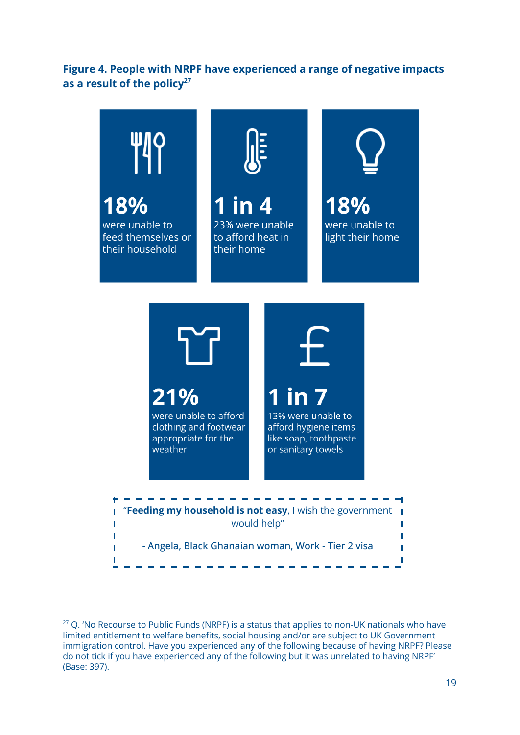**Figure 4. People with NRPF have experienced a range of negative impacts as a result of the policy**[27]

**18%**
were unable to feed themselves or their household

**1 in 4**
23% were unable to afford heat in their home

**18%**
were unable to light their home

**21%**
were unable to afford clothing and footwear appropriate for the weather

**1 in 7**
13% were unable to afford hygiene items like soap, toothpaste or sanitary towels

> "**Feeding my household is not easy**, I wish the government would help"
>
> - Angela, Black Ghanaian woman, Work - Tier 2 visa

---

[27] Q. 'No Recourse to Public Funds (NRPF) is a status that applies to non-UK nationals who have limited entitlement to welfare benefits, social housing and/or are subject to UK Government immigration control. Have you experienced any of the following because of having NRPF? Please do not tick if you have experienced any of the following but it was unrelated to having NRPF' (Base: 397).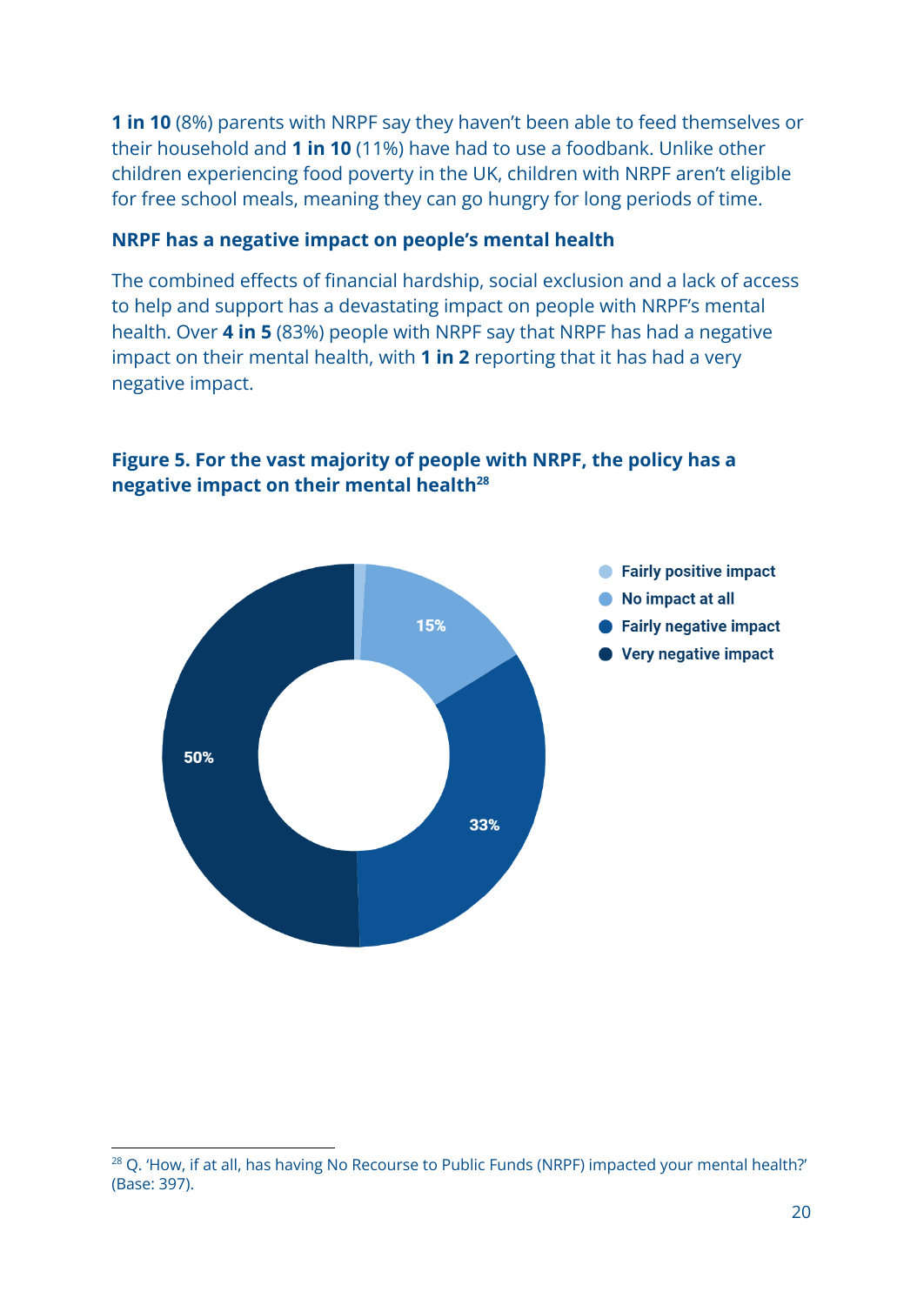**1 in 10** (8%) parents with NRPF say they haven't been able to feed themselves or their household and **1 in 10** (11%) have had to use a foodbank. Unlike other children experiencing food poverty in the UK, children with NRPF aren't eligible for free school meals, meaning they can go hungry for long periods of time.

### NRPF has a negative impact on people's mental health

The combined effects of financial hardship, social exclusion and a lack of access to help and support has a devastating impact on people with NRPF's mental health. Over **4 in 5** (83%) people with NRPF say that NRPF has had a negative impact on their mental health, with **1 in 2** reporting that it has had a very negative impact.

**Figure 5. For the vast majority of people with NRPF, the policy has a negative impact on their mental health**[28]

| Response | Percentage |
|---|---|
| Fairly positive impact | |
| No impact at all | 15% |
| Fairly negative impact | 33% |
| Very negative impact | 50% |

[28] Q. 'How, if at all, has having No Recourse to Public Funds (NRPF) impacted your mental health?' (Base: 397).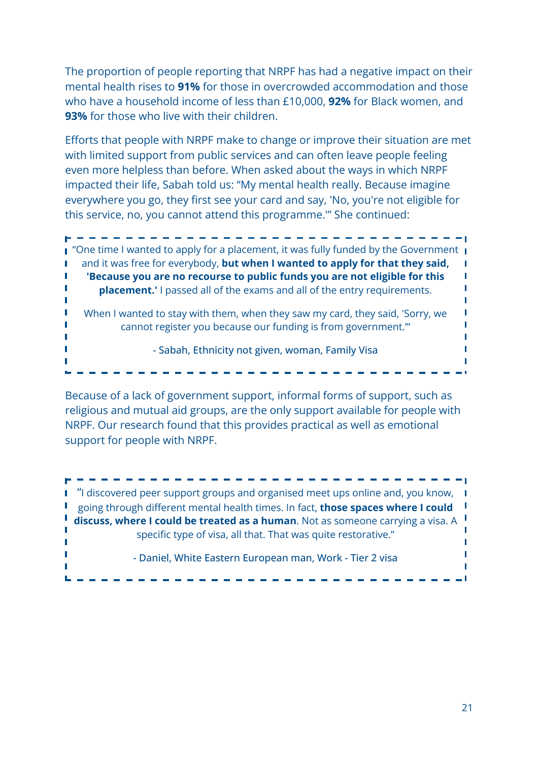The proportion of people reporting that NRPF has had a negative impact on their mental health rises to **91%** for those in overcrowded accommodation and those who have a household income of less than £10,000, **92%** for Black women, and **93%** for those who live with their children.

Efforts that people with NRPF make to change or improve their situation are met with limited support from public services and can often leave people feeling even more helpless than before. When asked about the ways in which NRPF impacted their life, Sabah told us: "My mental health really. Because imagine everywhere you go, they first see your card and say, 'No, you're not eligible for this service, no, you cannot attend this programme.'" She continued:

> "One time I wanted to apply for a placement, it was fully funded by the Government and it was free for everybody, **but when I wanted to apply for that they said, 'Because you are no recourse to public funds you are not eligible for this placement.'** I passed all of the exams and all of the entry requirements.
>
> When I wanted to stay with them, when they saw my card, they said, 'Sorry, we cannot register you because our funding is from government.'"
>
> - Sabah, Ethnicity not given, woman, Family Visa

Because of a lack of government support, informal forms of support, such as religious and mutual aid groups, are the only support available for people with NRPF. Our research found that this provides practical as well as emotional support for people with NRPF.

> "I discovered peer support groups and organised meet ups online and, you know, going through different mental health times. In fact, **those spaces where I could discuss, where I could be treated as a human**. Not as someone carrying a visa. A specific type of visa, all that. That was quite restorative."
>
> - Daniel, White Eastern European man, Work - Tier 2 visa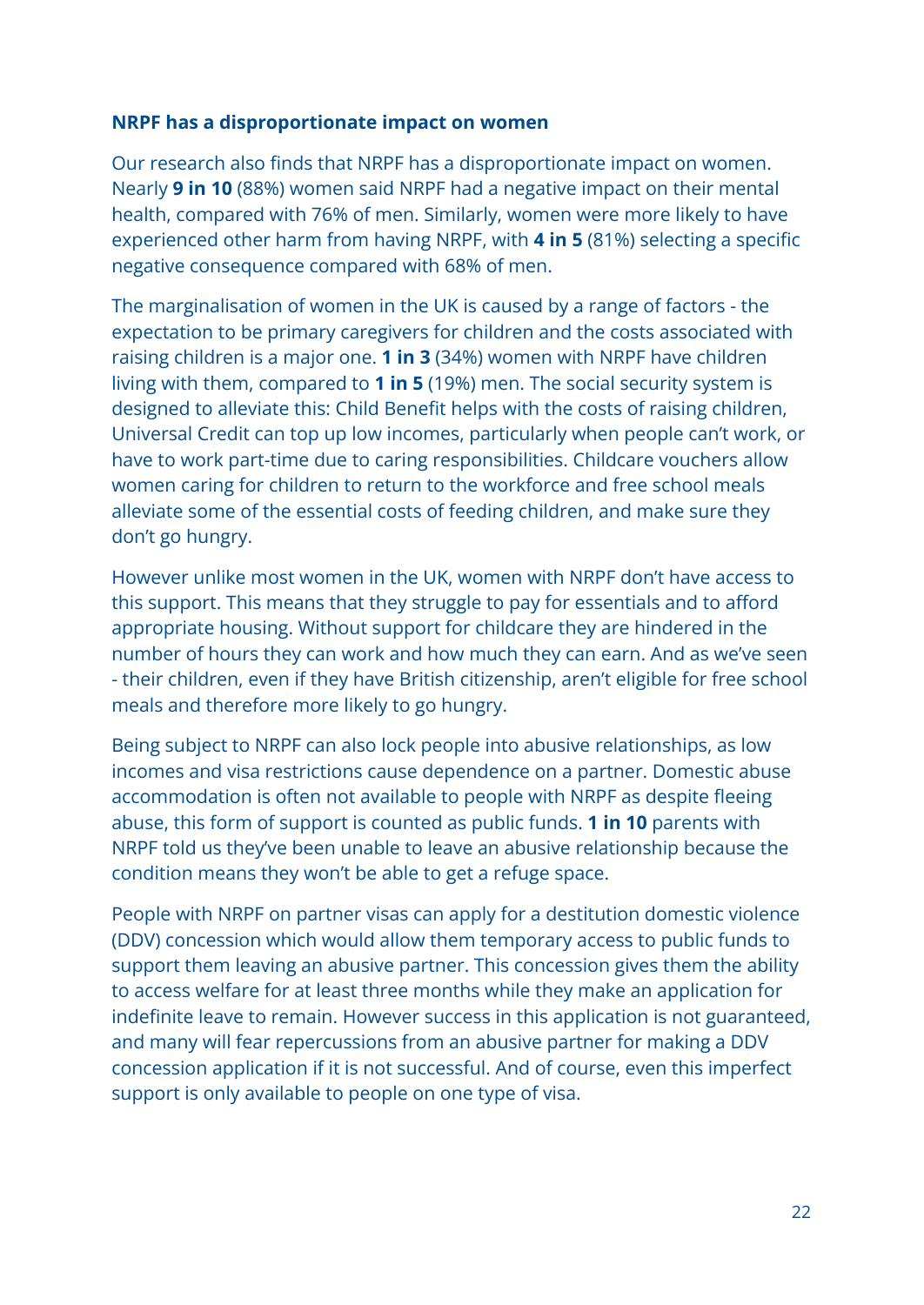### NRPF has a disproportionate impact on women

Our research also finds that NRPF has a disproportionate impact on women. Nearly **9 in 10** (88%) women said NRPF had a negative impact on their mental health, compared with 76% of men. Similarly, women were more likely to have experienced other harm from having NRPF, with **4 in 5** (81%) selecting a specific negative consequence compared with 68% of men.

The marginalisation of women in the UK is caused by a range of factors - the expectation to be primary caregivers for children and the costs associated with raising children is a major one. **1 in 3** (34%) women with NRPF have children living with them, compared to **1 in 5** (19%) men. The social security system is designed to alleviate this: Child Benefit helps with the costs of raising children, Universal Credit can top up low incomes, particularly when people can't work, or have to work part-time due to caring responsibilities. Childcare vouchers allow women caring for children to return to the workforce and free school meals alleviate some of the essential costs of feeding children, and make sure they don't go hungry.

However unlike most women in the UK, women with NRPF don't have access to this support. This means that they struggle to pay for essentials and to afford appropriate housing. Without support for childcare they are hindered in the number of hours they can work and how much they can earn. And as we've seen - their children, even if they have British citizenship, aren't eligible for free school meals and therefore more likely to go hungry.

Being subject to NRPF can also lock people into abusive relationships, as low incomes and visa restrictions cause dependence on a partner. Domestic abuse accommodation is often not available to people with NRPF as despite fleeing abuse, this form of support is counted as public funds. **1 in 10** parents with NRPF told us they've been unable to leave an abusive relationship because the condition means they won't be able to get a refuge space.

People with NRPF on partner visas can apply for a destitution domestic violence (DDV) concession which would allow them temporary access to public funds to support them leaving an abusive partner. This concession gives them the ability to access welfare for at least three months while they make an application for indefinite leave to remain. However success in this application is not guaranteed, and many will fear repercussions from an abusive partner for making a DDV concession application if it is not successful. And of course, even this imperfect support is only available to people on one type of visa.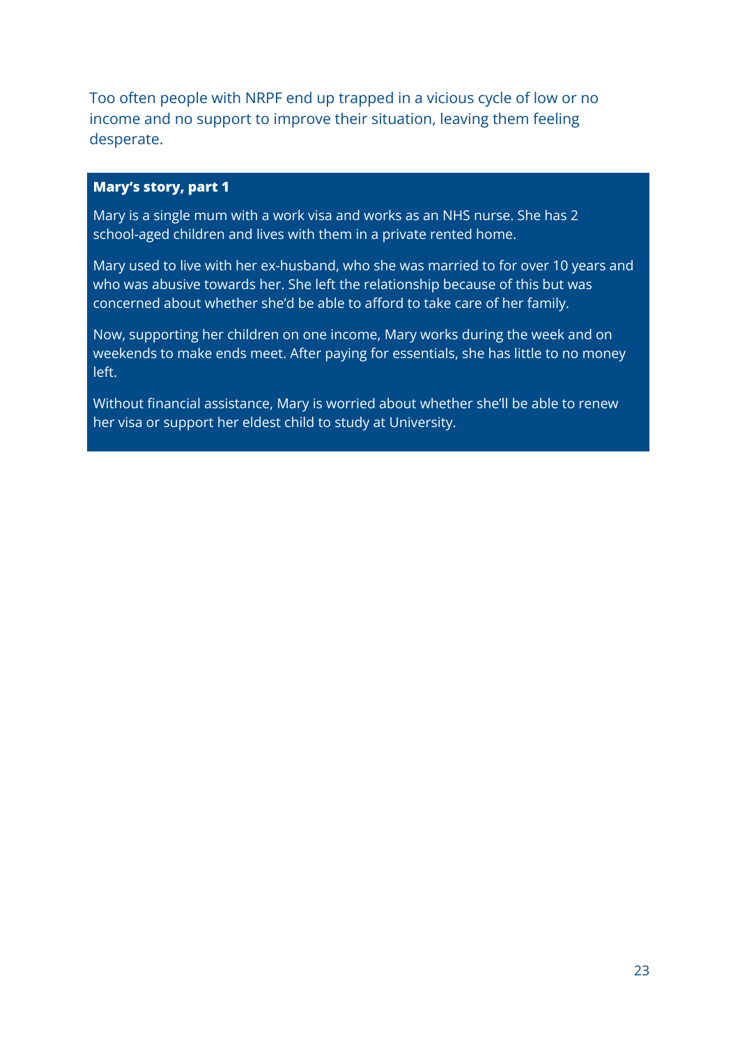Too often people with NRPF end up trapped in a vicious cycle of low or no income and no support to improve their situation, leaving them feeling desperate.

**Mary's story, part 1**

Mary is a single mum with a work visa and works as an NHS nurse. She has 2 school-aged children and lives with them in a private rented home.

Mary used to live with her ex-husband, who she was married to for over 10 years and who was abusive towards her. She left the relationship because of this but was concerned about whether she'd be able to afford to take care of her family.

Now, supporting her children on one income, Mary works during the week and on weekends to make ends meet. After paying for essentials, she has little to no money left.

Without financial assistance, Mary is worried about whether she'll be able to renew her visa or support her eldest child to study at University.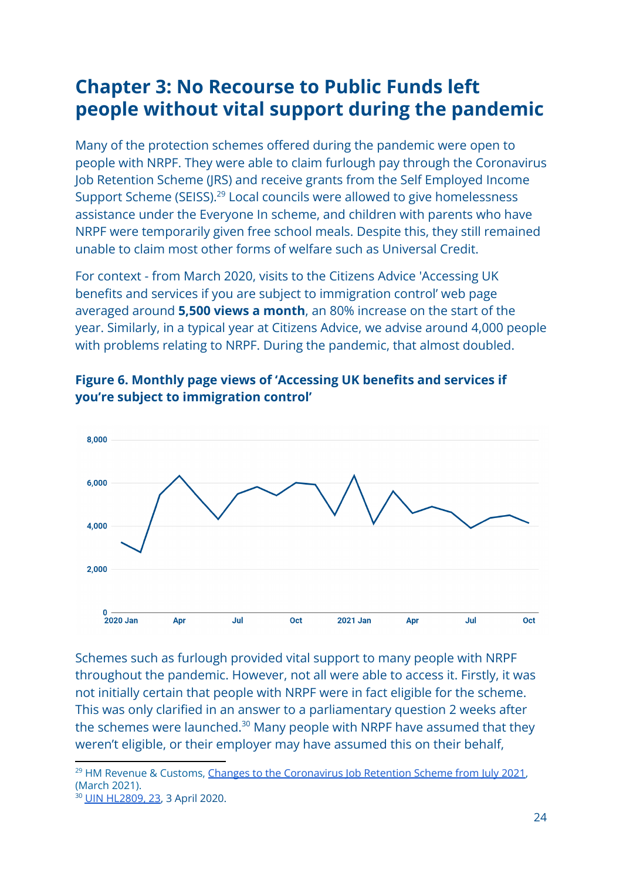# Chapter 3: No Recourse to Public Funds left people without vital support during the pandemic

Many of the protection schemes offered during the pandemic were open to people with NRPF. They were able to claim furlough pay through the Coronavirus Job Retention Scheme (JRS) and receive grants from the Self Employed Income Support Scheme (SEISS).[29] Local councils were allowed to give homelessness assistance under the Everyone In scheme, and children with parents who have NRPF were temporarily given free school meals. Despite this, they still remained unable to claim most other forms of welfare such as Universal Credit.

For context - from March 2020, visits to the Citizens Advice 'Accessing UK benefits and services if you are subject to immigration control' web page averaged around **5,500 views a month**, an 80% increase on the start of the year. Similarly, in a typical year at Citizens Advice, we advise around 4,000 people with problems relating to NRPF. During the pandemic, that almost doubled.

**Figure 6. Monthly page views of 'Accessing UK benefits and services if you're subject to immigration control'**

Schemes such as furlough provided vital support to many people with NRPF throughout the pandemic. However, not all were able to access it. Firstly, it was not initially certain that people with NRPF were in fact eligible for the scheme. This was only clarified in an answer to a parliamentary question 2 weeks after the schemes were launched.[30] Many people with NRPF have assumed that they weren't eligible, or their employer may have assumed this on their behalf,

---

[29] HM Revenue & Customs, Changes to the Coronavirus Job Retention Scheme from July 2021, (March 2021).

[30] UIN HL2809, 23, 3 April 2020.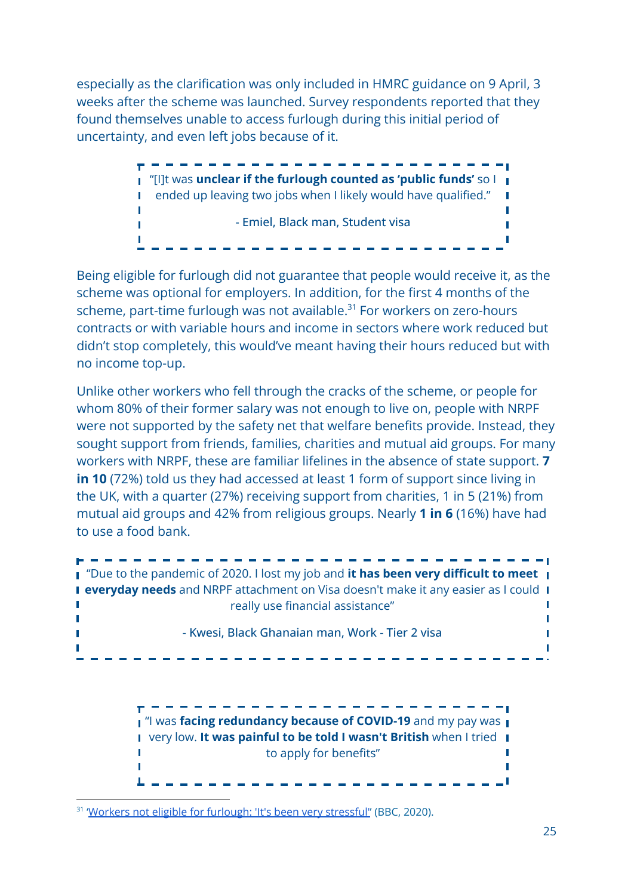especially as the clarification was only included in HMRC guidance on 9 April, 3 weeks after the scheme was launched. Survey respondents reported that they found themselves unable to access furlough during this initial period of uncertainty, and even left jobs because of it.

> "[I]t was **unclear if the furlough counted as 'public funds'** so I ended up leaving two jobs when I likely would have qualified."
>
> - Emiel, Black man, Student visa

Being eligible for furlough did not guarantee that people would receive it, as the scheme was optional for employers. In addition, for the first 4 months of the scheme, part-time furlough was not available.[31] For workers on zero-hours contracts or with variable hours and income in sectors where work reduced but didn't stop completely, this would've meant having their hours reduced but with no income top-up.

Unlike other workers who fell through the cracks of the scheme, or people for whom 80% of their former salary was not enough to live on, people with NRPF were not supported by the safety net that welfare benefits provide. Instead, they sought support from friends, families, charities and mutual aid groups. For many workers with NRPF, these are familiar lifelines in the absence of state support. **7 in 10** (72%) told us they had accessed at least 1 form of support since living in the UK, with a quarter (27%) receiving support from charities, 1 in 5 (21%) from mutual aid groups and 42% from religious groups. Nearly **1 in 6** (16%) have had to use a food bank.

> "Due to the pandemic of 2020. I lost my job and **it has been very difficult to meet everyday needs** and NRPF attachment on Visa doesn't make it any easier as I could really use financial assistance"
>
> - Kwesi, Black Ghanaian man, Work - Tier 2 visa

> "I was **facing redundancy because of COVID-19** and my pay was very low. **It was painful to be told I wasn't British** when I tried to apply for benefits"

[31] 'Workers not eligible for furlough: 'It's been very stressful'' (BBC, 2020).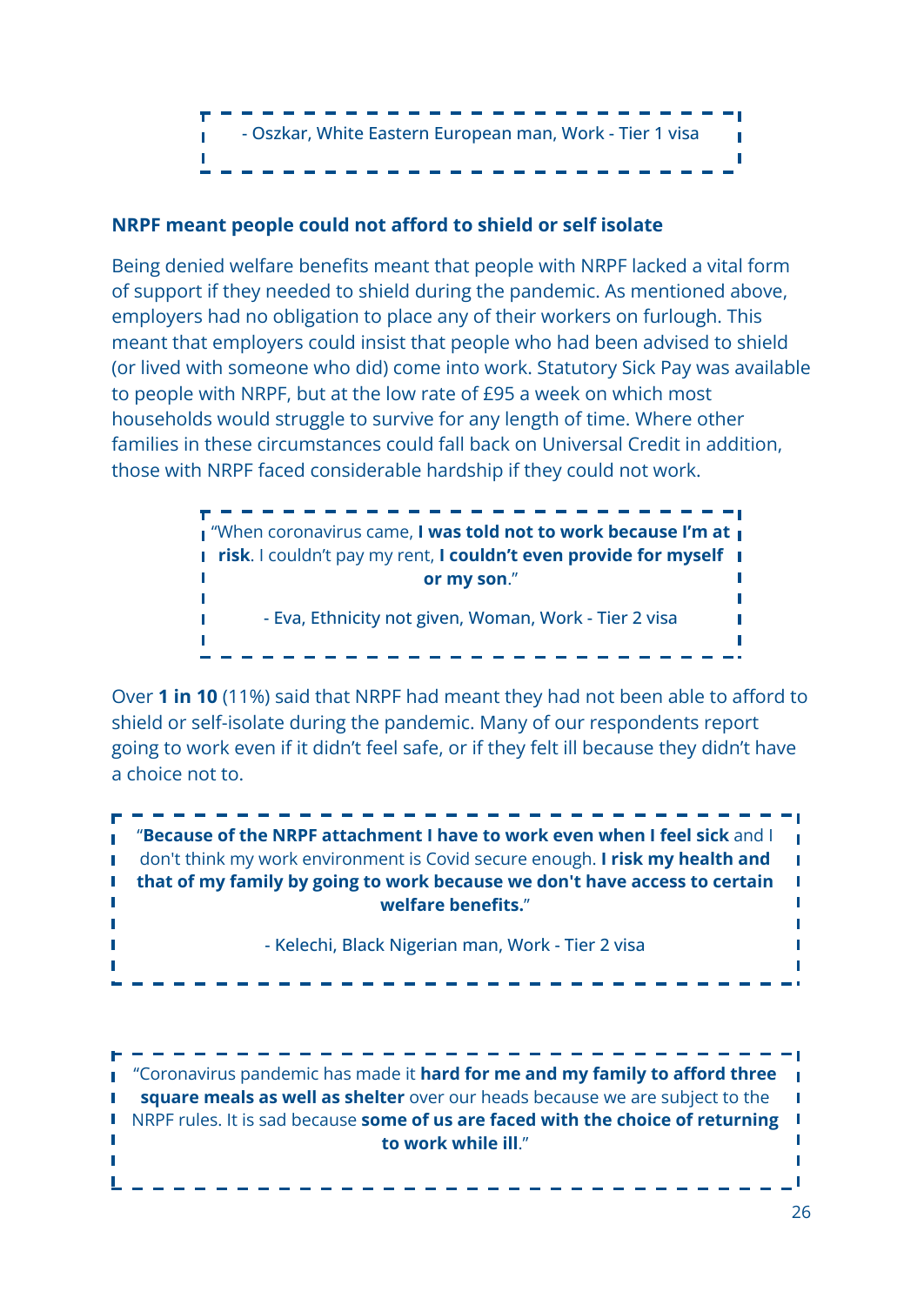- Oszkar, White Eastern European man, Work - Tier 1 visa

**NRPF meant people could not afford to shield or self isolate**

Being denied welfare benefits meant that people with NRPF lacked a vital form of support if they needed to shield during the pandemic. As mentioned above, employers had no obligation to place any of their workers on furlough. This meant that employers could insist that people who had been advised to shield (or lived with someone who did) come into work. Statutory Sick Pay was available to people with NRPF, but at the low rate of £95 a week on which most households would struggle to survive for any length of time. Where other families in these circumstances could fall back on Universal Credit in addition, those with NRPF faced considerable hardship if they could not work.

> "When coronavirus came, **I was told not to work because I'm at risk**. I couldn't pay my rent, **I couldn't even provide for myself or my son**."
>
> - Eva, Ethnicity not given, Woman, Work - Tier 2 visa

Over **1 in 10** (11%) said that NRPF had meant they had not been able to afford to shield or self-isolate during the pandemic. Many of our respondents report going to work even if it didn't feel safe, or if they felt ill because they didn't have a choice not to.

> "**Because of the NRPF attachment I have to work even when I feel sick** and I don't think my work environment is Covid secure enough. **I risk my health and that of my family by going to work because we don't have access to certain welfare benefits.**"
>
> - Kelechi, Black Nigerian man, Work - Tier 2 visa

> "Coronavirus pandemic has made it **hard for me and my family to afford three square meals as well as shelter** over our heads because we are subject to the NRPF rules. It is sad because **some of us are faced with the choice of returning to work while ill**."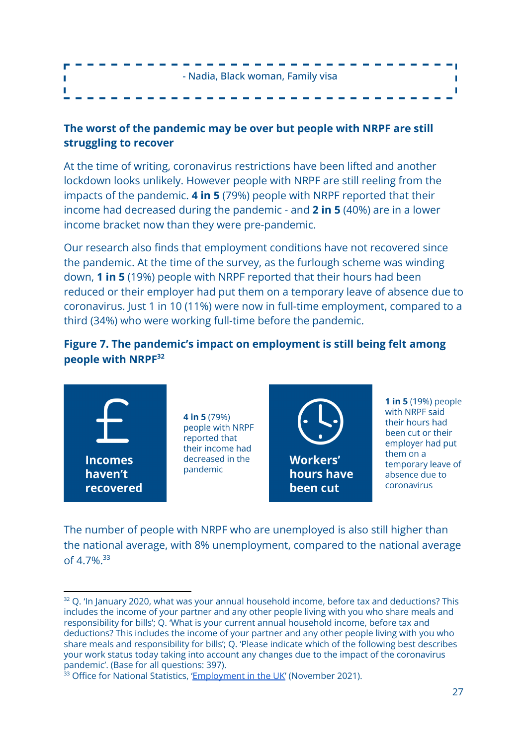- Nadia, Black woman, Family visa

### The worst of the pandemic may be over but people with NRPF are still struggling to recover

At the time of writing, coronavirus restrictions have been lifted and another lockdown looks unlikely. However people with NRPF are still reeling from the impacts of the pandemic. **4 in 5** (79%) people with NRPF reported that their income had decreased during the pandemic - and **2 in 5** (40%) are in a lower income bracket now than they were pre-pandemic.

Our research also finds that employment conditions have not recovered since the pandemic. At the time of the survey, as the furlough scheme was winding down, **1 in 5** (19%) people with NRPF reported that their hours had been reduced or their employer had put them on a temporary leave of absence due to coronavirus. Just 1 in 10 (11%) were now in full-time employment, compared to a third (34%) who were working full-time before the pandemic.

**Figure 7. The pandemic's impact on employment is still being felt among people with NRPF**[32]

**Incomes haven't recovered**

**4 in 5** (79%) people with NRPF reported that their income had decreased in the pandemic

**Workers' hours have been cut**

**1 in 5** (19%) people with NRPF said their hours had been cut or their employer had put them on a temporary leave of absence due to coronavirus

The number of people with NRPF who are unemployed is also still higher than the national average, with 8% unemployment, compared to the national average of 4.7%.[33]

---

[32] Q. 'In January 2020, what was your annual household income, before tax and deductions? This includes the income of your partner and any other people living with you who share meals and responsibility for bills'; Q. 'What is your current annual household income, before tax and deductions? This includes the income of your partner and any other people living with you who share meals and responsibility for bills'; Q. 'Please indicate which of the following best describes your work status today taking into account any changes due to the impact of the coronavirus pandemic'. (Base for all questions: 397).

[33] Office for National Statistics, 'Employment in the UK' (November 2021).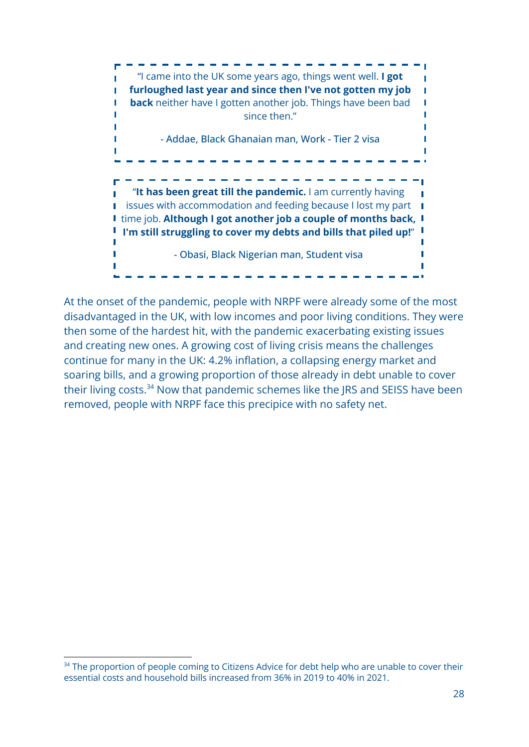> "I came into the UK some years ago, things went well. **I got furloughed last year and since then I've not gotten my job back** neither have I gotten another job. Things have been bad since then."
>
> - Addae, Black Ghanaian man, Work - Tier 2 visa

> "**It has been great till the pandemic.** I am currently having issues with accommodation and feeding because I lost my part time job. **Although I got another job a couple of months back, I'm still struggling to cover my debts and bills that piled up!**"
>
> - Obasi, Black Nigerian man, Student visa

At the onset of the pandemic, people with NRPF were already some of the most disadvantaged in the UK, with low incomes and poor living conditions. They were then some of the hardest hit, with the pandemic exacerbating existing issues and creating new ones. A growing cost of living crisis means the challenges continue for many in the UK: 4.2% inflation, a collapsing energy market and soaring bills, and a growing proportion of those already in debt unable to cover their living costs.[34] Now that pandemic schemes like the JRS and SEISS have been removed, people with NRPF face this precipice with no safety net.

---

[34] The proportion of people coming to Citizens Advice for debt help who are unable to cover their essential costs and household bills increased from 36% in 2019 to 40% in 2021.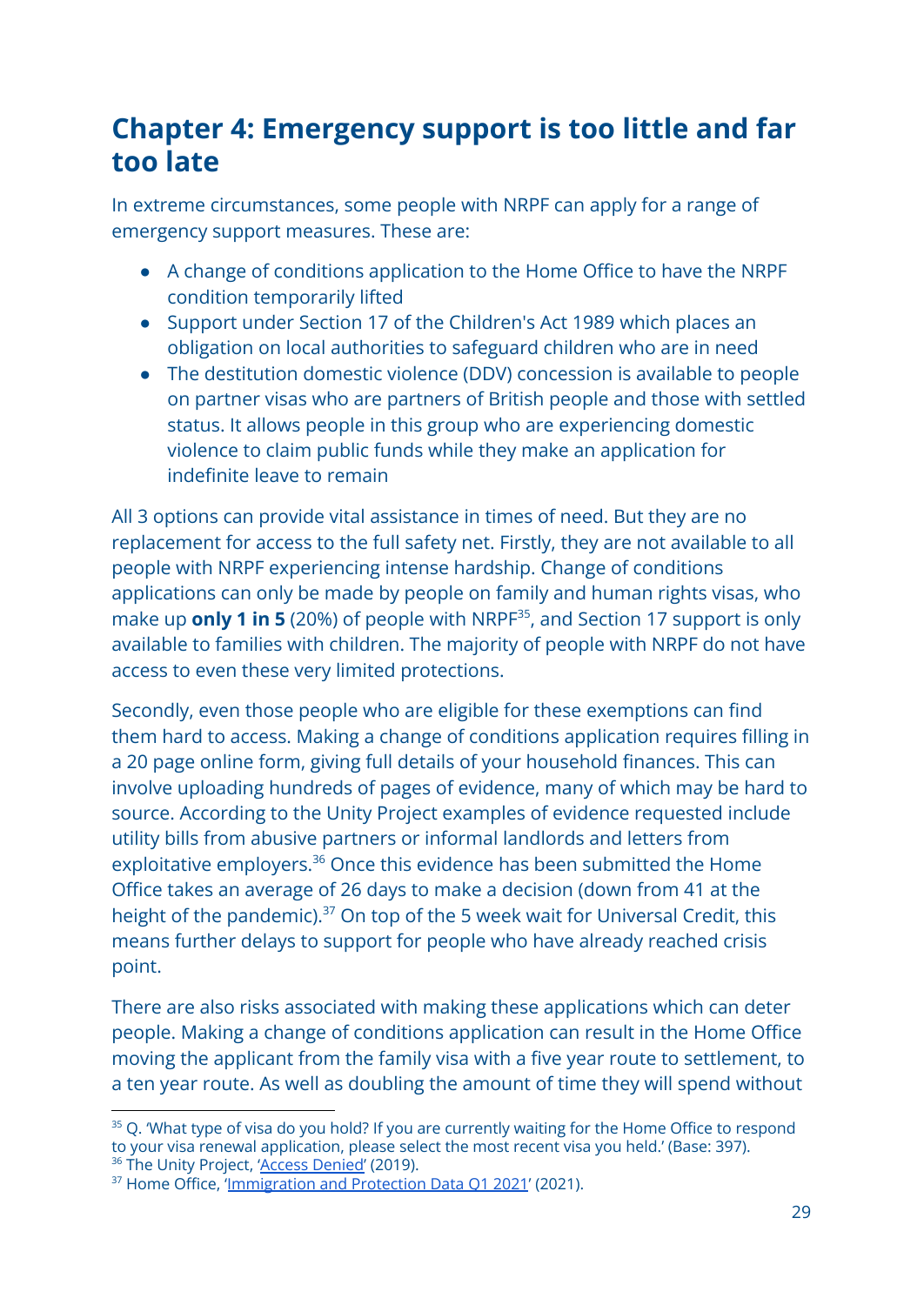## Chapter 4: Emergency support is too little and far too late

In extreme circumstances, some people with NRPF can apply for a range of emergency support measures. These are:

- A change of conditions application to the Home Office to have the NRPF condition temporarily lifted
- Support under Section 17 of the Children's Act 1989 which places an obligation on local authorities to safeguard children who are in need
- The destitution domestic violence (DDV) concession is available to people on partner visas who are partners of British people and those with settled status. It allows people in this group who are experiencing domestic violence to claim public funds while they make an application for indefinite leave to remain

All 3 options can provide vital assistance in times of need. But they are no replacement for access to the full safety net. Firstly, they are not available to all people with NRPF experiencing intense hardship. Change of conditions applications can only be made by people on family and human rights visas, who make up **only 1 in 5** (20%) of people with NRPF[35], and Section 17 support is only available to families with children. The majority of people with NRPF do not have access to even these very limited protections.

Secondly, even those people who are eligible for these exemptions can find them hard to access. Making a change of conditions application requires filling in a 20 page online form, giving full details of your household finances. This can involve uploading hundreds of pages of evidence, many of which may be hard to source. According to the Unity Project examples of evidence requested include utility bills from abusive partners or informal landlords and letters from exploitative employers.[36] Once this evidence has been submitted the Home Office takes an average of 26 days to make a decision (down from 41 at the height of the pandemic).[37] On top of the 5 week wait for Universal Credit, this means further delays to support for people who have already reached crisis point.

There are also risks associated with making these applications which can deter people. Making a change of conditions application can result in the Home Office moving the applicant from the family visa with a five year route to settlement, to a ten year route. As well as doubling the amount of time they will spend without

---

[35] Q. 'What type of visa do you hold? If you are currently waiting for the Home Office to respond to your visa renewal application, please select the most recent visa you held.' (Base: 397).
[36] The Unity Project, 'Access Denied' (2019).
[37] Home Office, 'Immigration and Protection Data Q1 2021' (2021).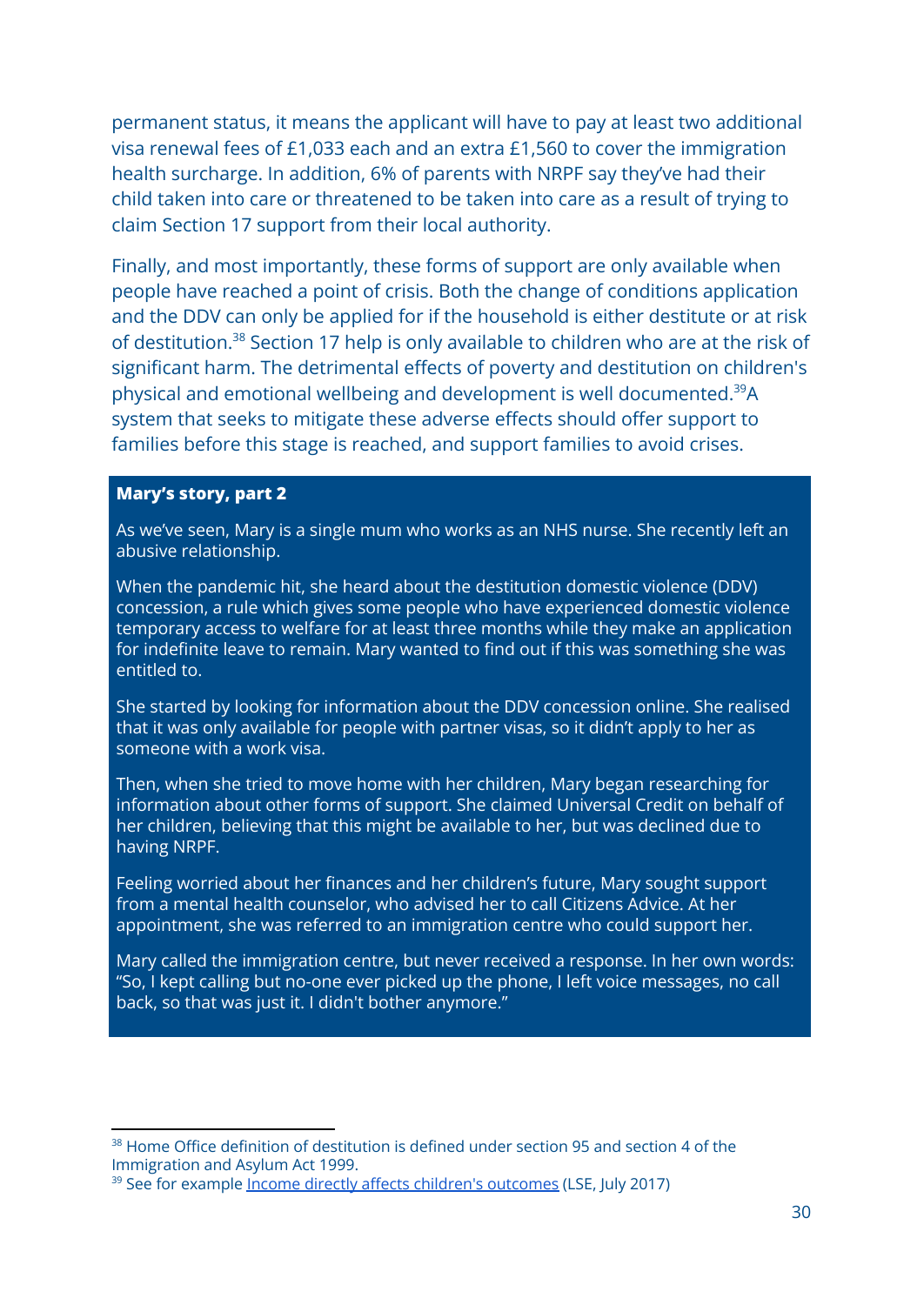permanent status, it means the applicant will have to pay at least two additional visa renewal fees of £1,033 each and an extra £1,560 to cover the immigration health surcharge. In addition, 6% of parents with NRPF say they've had their child taken into care or threatened to be taken into care as a result of trying to claim Section 17 support from their local authority.

Finally, and most importantly, these forms of support are only available when people have reached a point of crisis. Both the change of conditions application and the DDV can only be applied for if the household is either destitute or at risk of destitution.[38] Section 17 help is only available to children who are at the risk of significant harm. The detrimental effects of poverty and destitution on children's physical and emotional wellbeing and development is well documented.[39]A system that seeks to mitigate these adverse effects should offer support to families before this stage is reached, and support families to avoid crises.

**Mary's story, part 2**

As we've seen, Mary is a single mum who works as an NHS nurse. She recently left an abusive relationship.

When the pandemic hit, she heard about the destitution domestic violence (DDV) concession, a rule which gives some people who have experienced domestic violence temporary access to welfare for at least three months while they make an application for indefinite leave to remain. Mary wanted to find out if this was something she was entitled to.

She started by looking for information about the DDV concession online. She realised that it was only available for people with partner visas, so it didn't apply to her as someone with a work visa.

Then, when she tried to move home with her children, Mary began researching for information about other forms of support. She claimed Universal Credit on behalf of her children, believing that this might be available to her, but was declined due to having NRPF.

Feeling worried about her finances and her children's future, Mary sought support from a mental health counselor, who advised her to call Citizens Advice. At her appointment, she was referred to an immigration centre who could support her.

Mary called the immigration centre, but never received a response. In her own words: "So, I kept calling but no-one ever picked up the phone, I left voice messages, no call back, so that was just it. I didn't bother anymore."

---

[38] Home Office definition of destitution is defined under section 95 and section 4 of the Immigration and Asylum Act 1999.

[39] See for example Income directly affects children's outcomes (LSE, July 2017)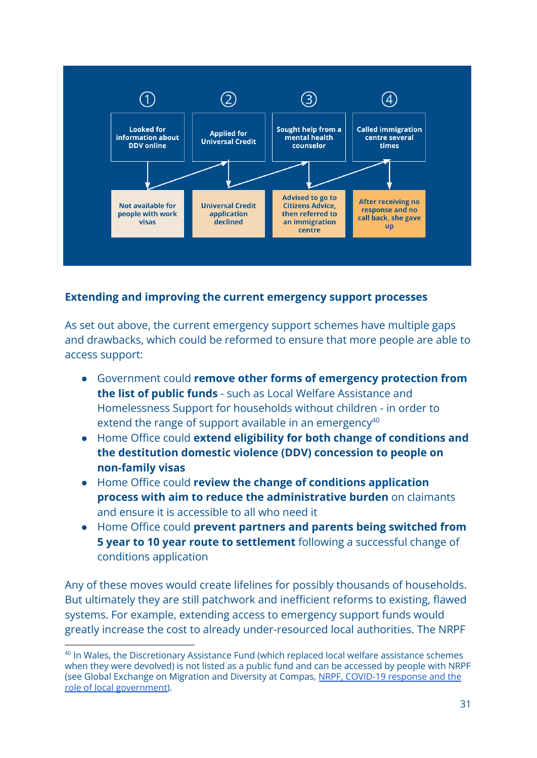① Looked for information about DDV online → Not available for people with work visas

② Applied for Universal Credit → Universal Credit application declined

③ Sought help from a mental health counselor → Advised to go to Citizens Advice, then referred to an immigration centre

④ Called immigration centre several times → After receiving no response and no call back, she gave up

## Extending and improving the current emergency support processes

As set out above, the current emergency support schemes have multiple gaps and drawbacks, which could be reformed to ensure that more people are able to access support:

- Government could **remove other forms of emergency protection from the list of public funds** - such as Local Welfare Assistance and Homelessness Support for households without children - in order to extend the range of support available in an emergency[40]
- Home Office could **extend eligibility for both change of conditions and the destitution domestic violence (DDV) concession to people on non-family visas**
- Home Office could **review the change of conditions application process with aim to reduce the administrative burden** on claimants and ensure it is accessible to all who need it
- Home Office could **prevent partners and parents being switched from 5 year to 10 year route to settlement** following a successful change of conditions application

Any of these moves would create lifelines for possibly thousands of households. But ultimately they are still patchwork and inefficient reforms to existing, flawed systems. For example, extending access to emergency support funds would greatly increase the cost to already under-resourced local authorities. The NRPF

[40] In Wales, the Discretionary Assistance Fund (which replaced local welfare assistance schemes when they were devolved) is not listed as a public fund and can be accessed by people with NRPF (see Global Exchange on Migration and Diversity at Compas, NRPF, COVID-19 response and the role of local government).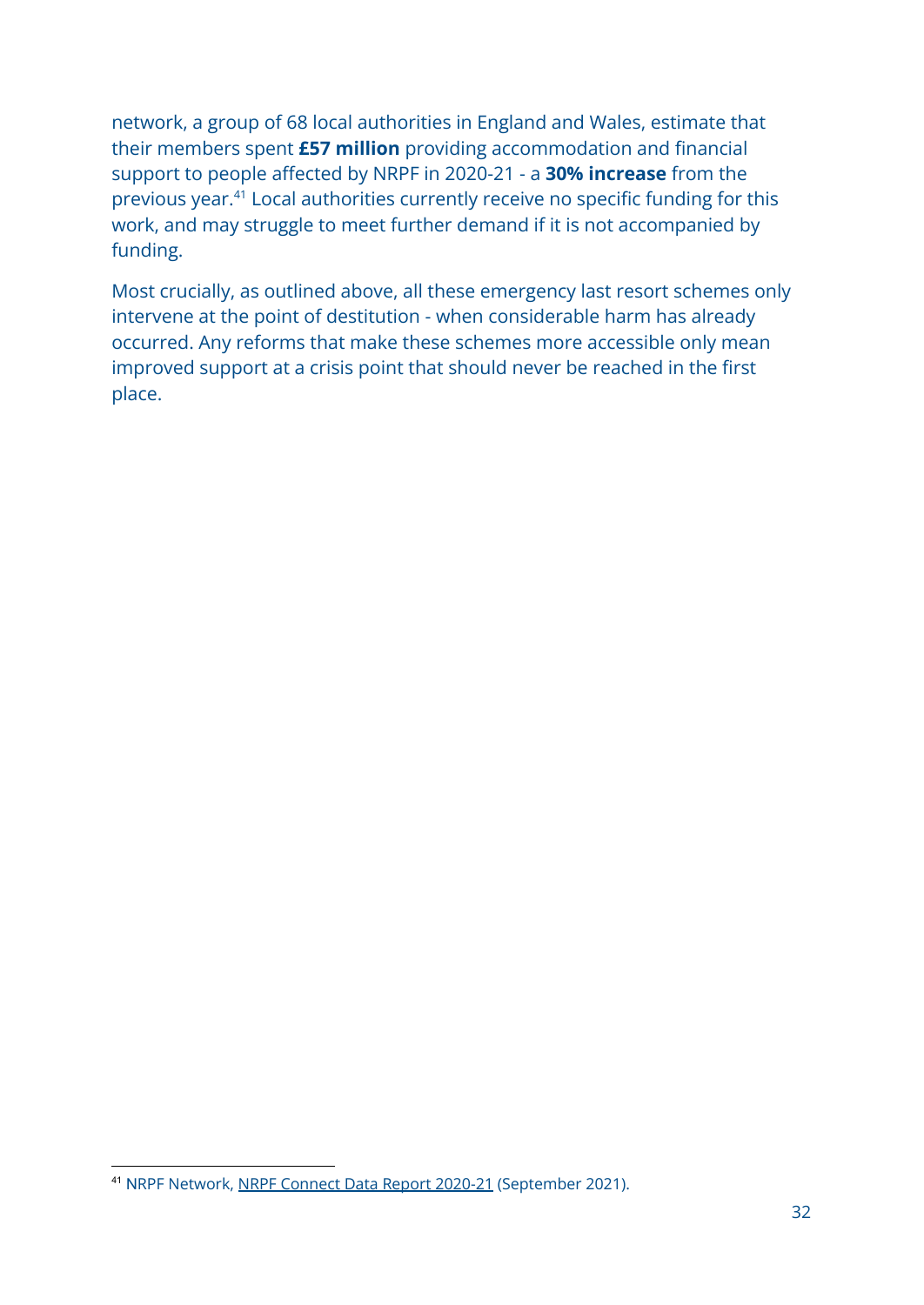network, a group of 68 local authorities in England and Wales, estimate that their members spent **£57 million** providing accommodation and financial support to people affected by NRPF in 2020-21 - a **30% increase** from the previous year.[41] Local authorities currently receive no specific funding for this work, and may struggle to meet further demand if it is not accompanied by funding.

Most crucially, as outlined above, all these emergency last resort schemes only intervene at the point of destitution - when considerable harm has already occurred. Any reforms that make these schemes more accessible only mean improved support at a crisis point that should never be reached in the first place.

[41] NRPF Network, NRPF Connect Data Report 2020-21 (September 2021).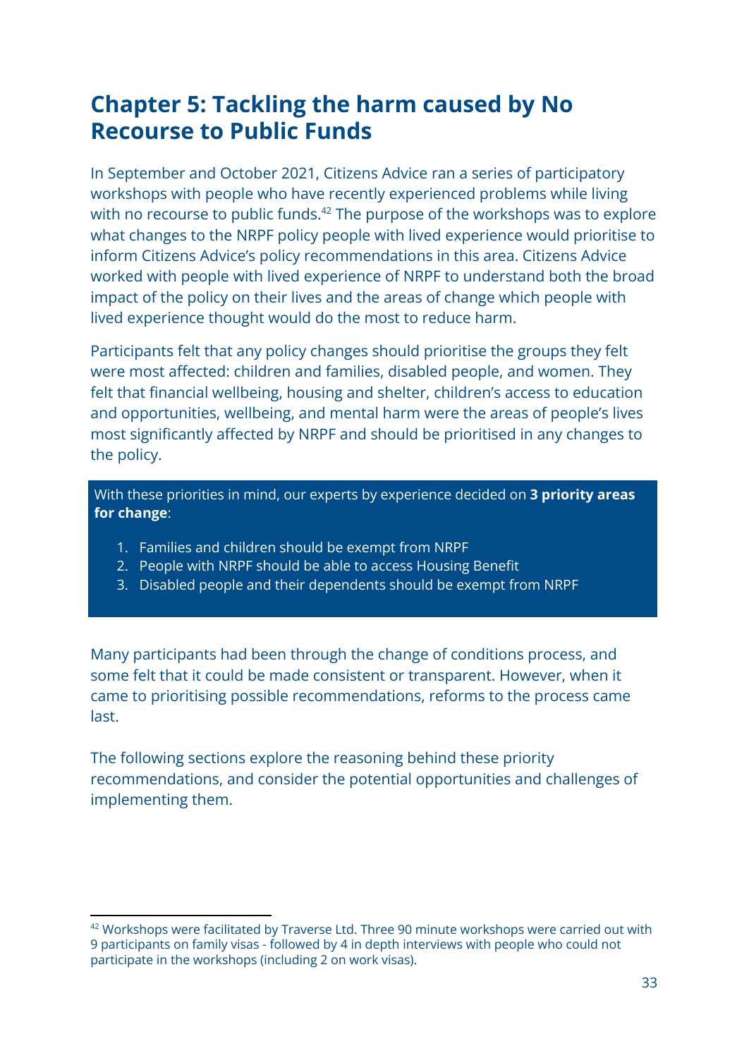# Chapter 5: Tackling the harm caused by No Recourse to Public Funds

In September and October 2021, Citizens Advice ran a series of participatory workshops with people who have recently experienced problems while living with no recourse to public funds.[42] The purpose of the workshops was to explore what changes to the NRPF policy people with lived experience would prioritise to inform Citizens Advice's policy recommendations in this area. Citizens Advice worked with people with lived experience of NRPF to understand both the broad impact of the policy on their lives and the areas of change which people with lived experience thought would do the most to reduce harm.

Participants felt that any policy changes should prioritise the groups they felt were most affected: children and families, disabled people, and women. They felt that financial wellbeing, housing and shelter, children's access to education and opportunities, wellbeing, and mental harm were the areas of people's lives most significantly affected by NRPF and should be prioritised in any changes to the policy.

With these priorities in mind, our experts by experience decided on **3 priority areas for change**:

1. Families and children should be exempt from NRPF
2. People with NRPF should be able to access Housing Benefit
3. Disabled people and their dependents should be exempt from NRPF

Many participants had been through the change of conditions process, and some felt that it could be made consistent or transparent. However, when it came to prioritising possible recommendations, reforms to the process came last.

The following sections explore the reasoning behind these priority recommendations, and consider the potential opportunities and challenges of implementing them.

---

[42] Workshops were facilitated by Traverse Ltd. Three 90 minute workshops were carried out with 9 participants on family visas - followed by 4 in depth interviews with people who could not participate in the workshops (including 2 on work visas).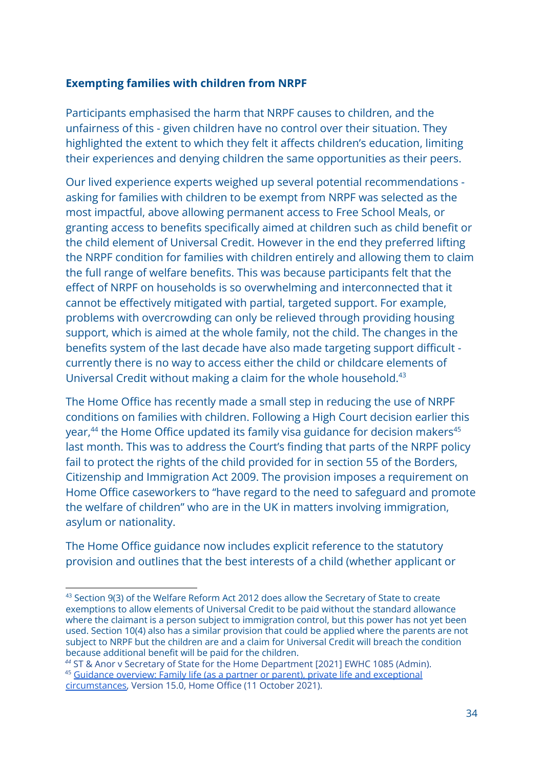### Exempting families with children from NRPF

Participants emphasised the harm that NRPF causes to children, and the unfairness of this - given children have no control over their situation. They highlighted the extent to which they felt it affects children's education, limiting their experiences and denying children the same opportunities as their peers.

Our lived experience experts weighed up several potential recommendations - asking for families with children to be exempt from NRPF was selected as the most impactful, above allowing permanent access to Free School Meals, or granting access to benefits specifically aimed at children such as child benefit or the child element of Universal Credit. However in the end they preferred lifting the NRPF condition for families with children entirely and allowing them to claim the full range of welfare benefits. This was because participants felt that the effect of NRPF on households is so overwhelming and interconnected that it cannot be effectively mitigated with partial, targeted support. For example, problems with overcrowding can only be relieved through providing housing support, which is aimed at the whole family, not the child. The changes in the benefits system of the last decade have also made targeting support difficult - currently there is no way to access either the child or childcare elements of Universal Credit without making a claim for the whole household.[43]

The Home Office has recently made a small step in reducing the use of NRPF conditions on families with children. Following a High Court decision earlier this year,[44] the Home Office updated its family visa guidance for decision makers[45] last month. This was to address the Court's finding that parts of the NRPF policy fail to protect the rights of the child provided for in section 55 of the Borders, Citizenship and Immigration Act 2009. The provision imposes a requirement on Home Office caseworkers to "have regard to the need to safeguard and promote the welfare of children" who are in the UK in matters involving immigration, asylum or nationality.

The Home Office guidance now includes explicit reference to the statutory provision and outlines that the best interests of a child (whether applicant or

---

[43] Section 9(3) of the Welfare Reform Act 2012 does allow the Secretary of State to create exemptions to allow elements of Universal Credit to be paid without the standard allowance where the claimant is a person subject to immigration control, but this power has not yet been used. Section 10(4) also has a similar provision that could be applied where the parents are not subject to NRPF but the children are and a claim for Universal Credit will breach the condition because additional benefit will be paid for the children.

[44] ST & Anor v Secretary of State for the Home Department [2021] EWHC 1085 (Admin).

[45] Guidance overview: Family life (as a partner or parent), private life and exceptional circumstances, Version 15.0, Home Office (11 October 2021).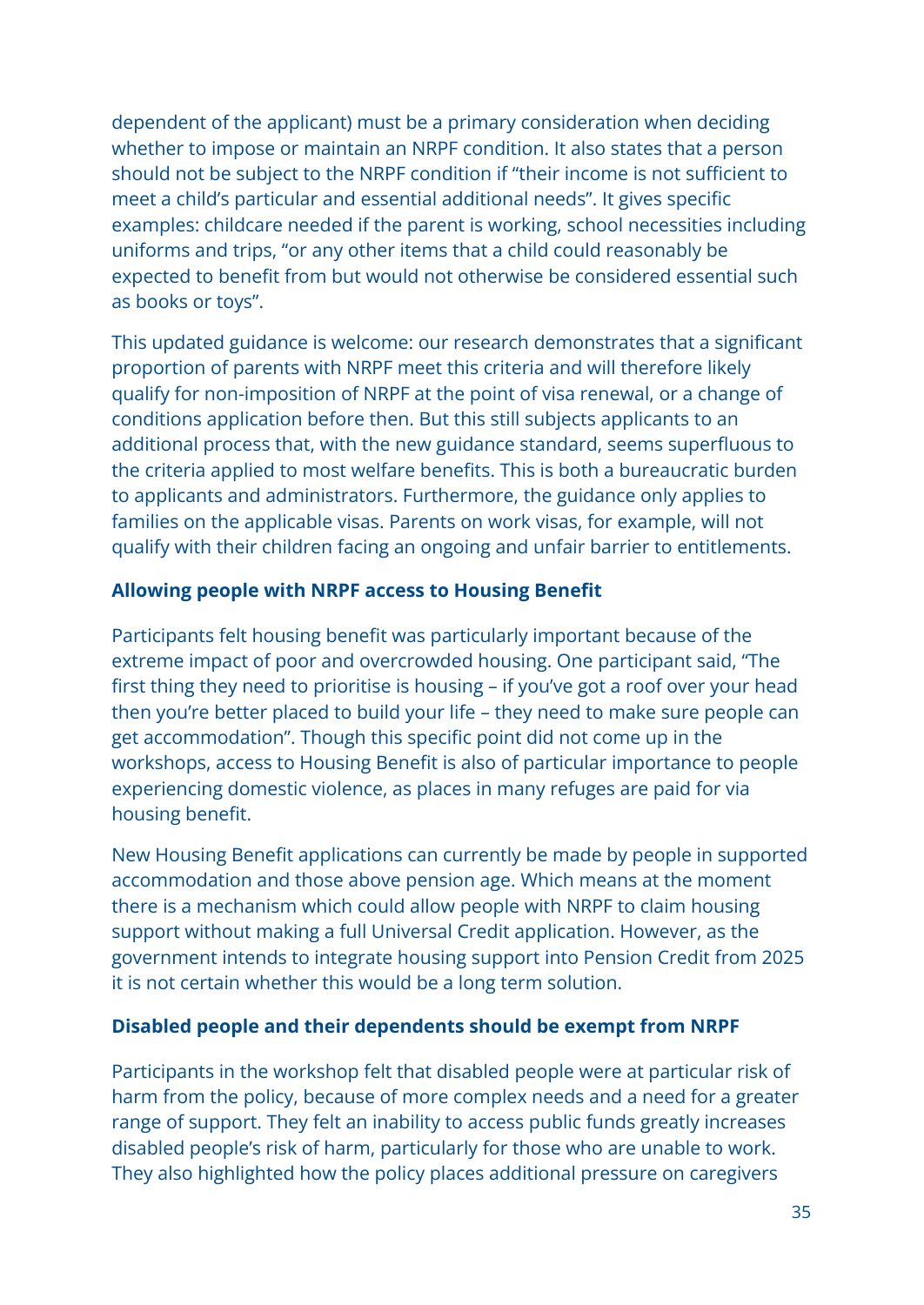dependent of the applicant) must be a primary consideration when deciding whether to impose or maintain an NRPF condition. It also states that a person should not be subject to the NRPF condition if "their income is not sufficient to meet a child's particular and essential additional needs". It gives specific examples: childcare needed if the parent is working, school necessities including uniforms and trips, "or any other items that a child could reasonably be expected to benefit from but would not otherwise be considered essential such as books or toys".

This updated guidance is welcome: our research demonstrates that a significant proportion of parents with NRPF meet this criteria and will therefore likely qualify for non-imposition of NRPF at the point of visa renewal, or a change of conditions application before then. But this still subjects applicants to an additional process that, with the new guidance standard, seems superfluous to the criteria applied to most welfare benefits. This is both a bureaucratic burden to applicants and administrators. Furthermore, the guidance only applies to families on the applicable visas. Parents on work visas, for example, will not qualify with their children facing an ongoing and unfair barrier to entitlements.

**Allowing people with NRPF access to Housing Benefit**

Participants felt housing benefit was particularly important because of the extreme impact of poor and overcrowded housing. One participant said, "The first thing they need to prioritise is housing – if you've got a roof over your head then you're better placed to build your life – they need to make sure people can get accommodation". Though this specific point did not come up in the workshops, access to Housing Benefit is also of particular importance to people experiencing domestic violence, as places in many refuges are paid for via housing benefit.

New Housing Benefit applications can currently be made by people in supported accommodation and those above pension age. Which means at the moment there is a mechanism which could allow people with NRPF to claim housing support without making a full Universal Credit application. However, as the government intends to integrate housing support into Pension Credit from 2025 it is not certain whether this would be a long term solution.

**Disabled people and their dependents should be exempt from NRPF**

Participants in the workshop felt that disabled people were at particular risk of harm from the policy, because of more complex needs and a need for a greater range of support. They felt an inability to access public funds greatly increases disabled people's risk of harm, particularly for those who are unable to work. They also highlighted how the policy places additional pressure on caregivers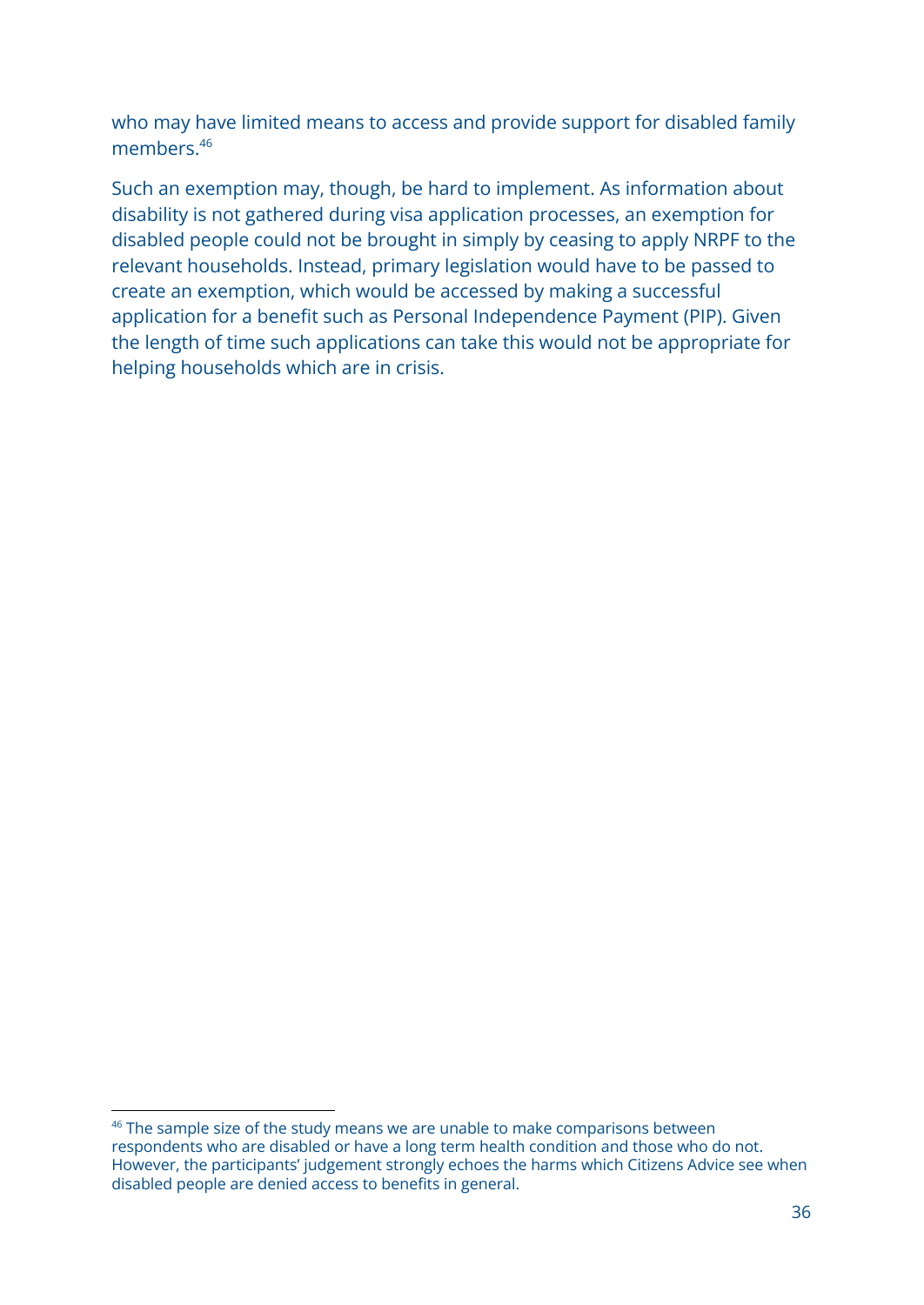who may have limited means to access and provide support for disabled family members.[46]

Such an exemption may, though, be hard to implement. As information about disability is not gathered during visa application processes, an exemption for disabled people could not be brought in simply by ceasing to apply NRPF to the relevant households. Instead, primary legislation would have to be passed to create an exemption, which would be accessed by making a successful application for a benefit such as Personal Independence Payment (PIP). Given the length of time such applications can take this would not be appropriate for helping households which are in crisis.

[46] The sample size of the study means we are unable to make comparisons between respondents who are disabled or have a long term health condition and those who do not. However, the participants' judgement strongly echoes the harms which Citizens Advice see when disabled people are denied access to benefits in general.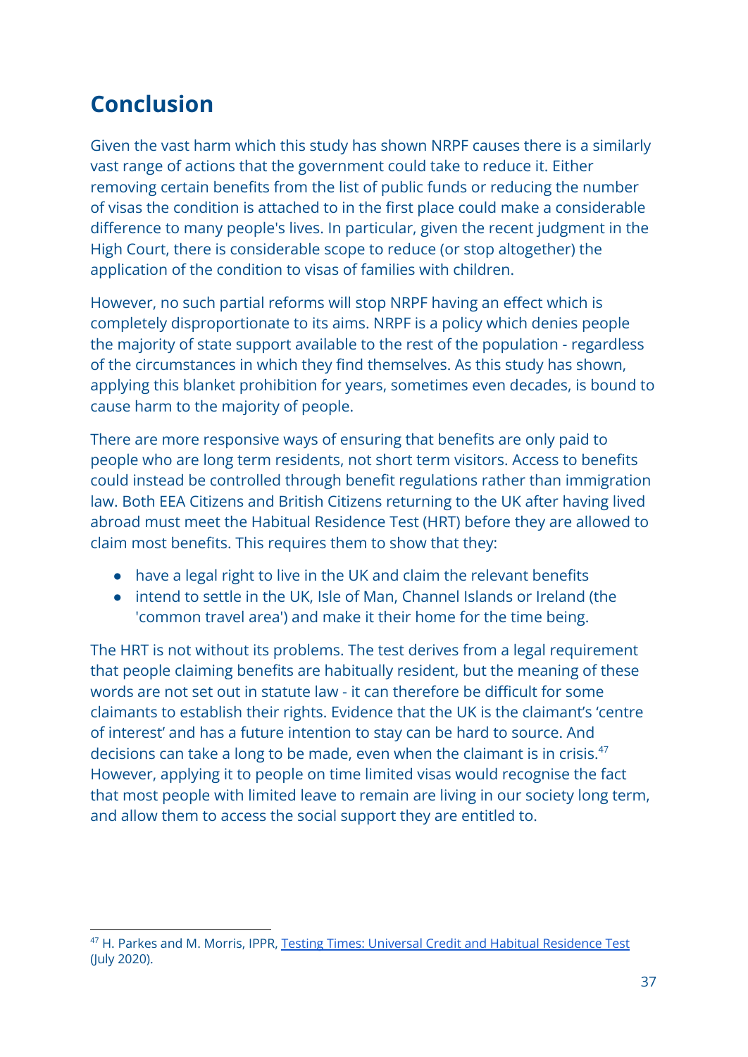## Conclusion

Given the vast harm which this study has shown NRPF causes there is a similarly vast range of actions that the government could take to reduce it. Either removing certain benefits from the list of public funds or reducing the number of visas the condition is attached to in the first place could make a considerable difference to many people's lives. In particular, given the recent judgment in the High Court, there is considerable scope to reduce (or stop altogether) the application of the condition to visas of families with children.

However, no such partial reforms will stop NRPF having an effect which is completely disproportionate to its aims. NRPF is a policy which denies people the majority of state support available to the rest of the population - regardless of the circumstances in which they find themselves. As this study has shown, applying this blanket prohibition for years, sometimes even decades, is bound to cause harm to the majority of people.

There are more responsive ways of ensuring that benefits are only paid to people who are long term residents, not short term visitors. Access to benefits could instead be controlled through benefit regulations rather than immigration law. Both EEA Citizens and British Citizens returning to the UK after having lived abroad must meet the Habitual Residence Test (HRT) before they are allowed to claim most benefits. This requires them to show that they:

- have a legal right to live in the UK and claim the relevant benefits
- intend to settle in the UK, Isle of Man, Channel Islands or Ireland (the 'common travel area') and make it their home for the time being.

The HRT is not without its problems. The test derives from a legal requirement that people claiming benefits are habitually resident, but the meaning of these words are not set out in statute law - it can therefore be difficult for some claimants to establish their rights. Evidence that the UK is the claimant's 'centre of interest' and has a future intention to stay can be hard to source. And decisions can take a long to be made, even when the claimant is in crisis.[47] However, applying it to people on time limited visas would recognise the fact that most people with limited leave to remain are living in our society long term, and allow them to access the social support they are entitled to.

---

[47] H. Parkes and M. Morris, IPPR, Testing Times: Universal Credit and Habitual Residence Test (July 2020).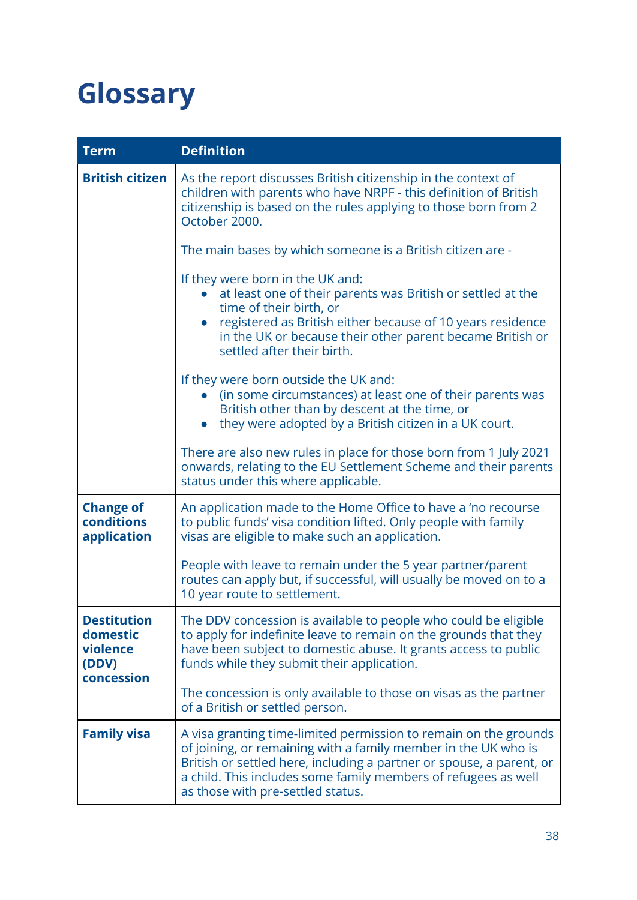# Glossary

| Term | Definition |
|---|---|
| **British citizen** | As the report discusses British citizenship in the context of children with parents who have NRPF - this definition of British citizenship is based on the rules applying to those born from 2 October 2000.<br><br>The main bases by which someone is a British citizen are -<br><br>If they were born in the UK and:<br>• at least one of their parents was British or settled at the time of their birth, or<br>• registered as British either because of 10 years residence in the UK or because their other parent became British or settled after their birth.<br><br>If they were born outside the UK and:<br>• (in some circumstances) at least one of their parents was British other than by descent at the time, or<br>• they were adopted by a British citizen in a UK court.<br><br>There are also new rules in place for those born from 1 July 2021 onwards, relating to the EU Settlement Scheme and their parents status under this where applicable. |
| **Change of conditions application** | An application made to the Home Office to have a 'no recourse to public funds' visa condition lifted. Only people with family visas are eligible to make such an application.<br><br>People with leave to remain under the 5 year partner/parent routes can apply but, if successful, will usually be moved on to a 10 year route to settlement. |
| **Destitution domestic violence (DDV) concession** | The DDV concession is available to people who could be eligible to apply for indefinite leave to remain on the grounds that they have been subject to domestic abuse. It grants access to public funds while they submit their application.<br><br>The concession is only available to those on visas as the partner of a British or settled person. |
| **Family visa** | A visa granting time-limited permission to remain on the grounds of joining, or remaining with a family member in the UK who is British or settled here, including a partner or spouse, a parent, or a child. This includes some family members of refugees as well as those with pre-settled status. |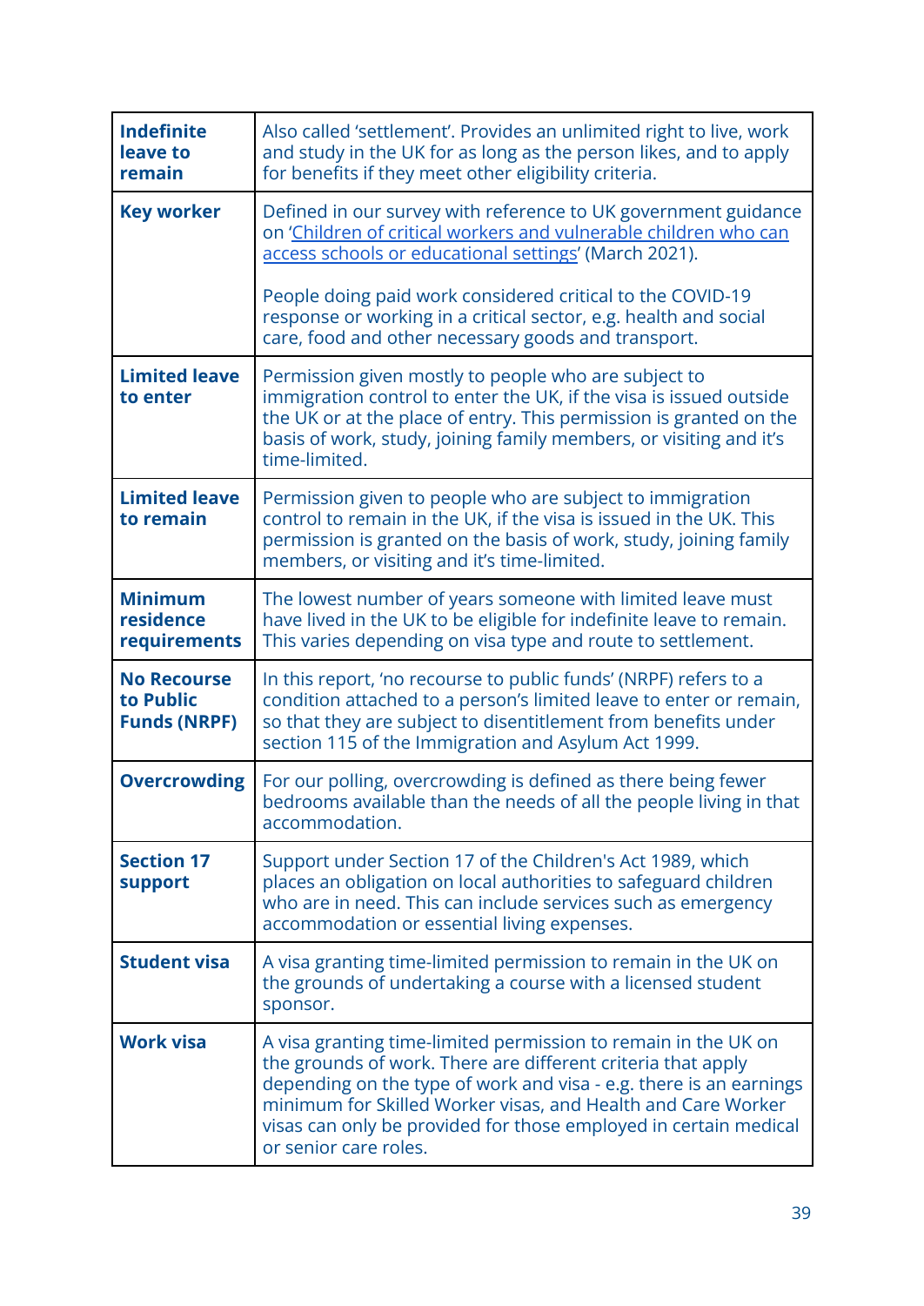| | |
|---|---|
| **Indefinite leave to remain** | Also called 'settlement'. Provides an unlimited right to live, work and study in the UK for as long as the person likes, and to apply for benefits if they meet other eligibility criteria. |
| **Key worker** | Defined in our survey with reference to UK government guidance on '[Children of critical workers and vulnerable children who can access schools or educational settings]' (March 2021).<br><br>People doing paid work considered critical to the COVID-19 response or working in a critical sector, e.g. health and social care, food and other necessary goods and transport. |
| **Limited leave to enter** | Permission given mostly to people who are subject to immigration control to enter the UK, if the visa is issued outside the UK or at the place of entry. This permission is granted on the basis of work, study, joining family members, or visiting and it's time-limited. |
| **Limited leave to remain** | Permission given to people who are subject to immigration control to remain in the UK, if the visa is issued in the UK. This permission is granted on the basis of work, study, joining family members, or visiting and it's time-limited. |
| **Minimum residence requirements** | The lowest number of years someone with limited leave must have lived in the UK to be eligible for indefinite leave to remain. This varies depending on visa type and route to settlement. |
| **No Recourse to Public Funds (NRPF)** | In this report, 'no recourse to public funds' (NRPF) refers to a condition attached to a person's limited leave to enter or remain, so that they are subject to disentitlement from benefits under section 115 of the Immigration and Asylum Act 1999. |
| **Overcrowding** | For our polling, overcrowding is defined as there being fewer bedrooms available than the needs of all the people living in that accommodation. |
| **Section 17 support** | Support under Section 17 of the Children's Act 1989, which places an obligation on local authorities to safeguard children who are in need. This can include services such as emergency accommodation or essential living expenses. |
| **Student visa** | A visa granting time-limited permission to remain in the UK on the grounds of undertaking a course with a licensed student sponsor. |
| **Work visa** | A visa granting time-limited permission to remain in the UK on the grounds of work. There are different criteria that apply depending on the type of work and visa - e.g. there is an earnings minimum for Skilled Worker visas, and Health and Care Worker visas can only be provided for those employed in certain medical or senior care roles. |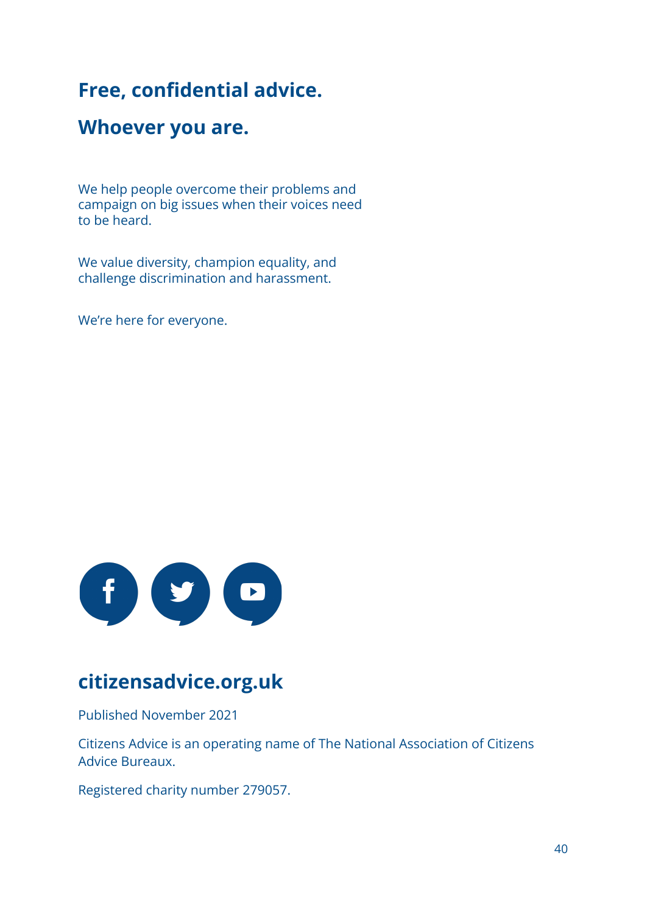## Free, confidential advice.

## Whoever you are.

We help people overcome their problems and campaign on big issues when their voices need to be heard.

We value diversity, champion equality, and challenge discrimination and harassment.

We're here for everyone.

## citizensadvice.org.uk

Published November 2021

Citizens Advice is an operating name of The National Association of Citizens Advice Bureaux.

Registered charity number 279057.